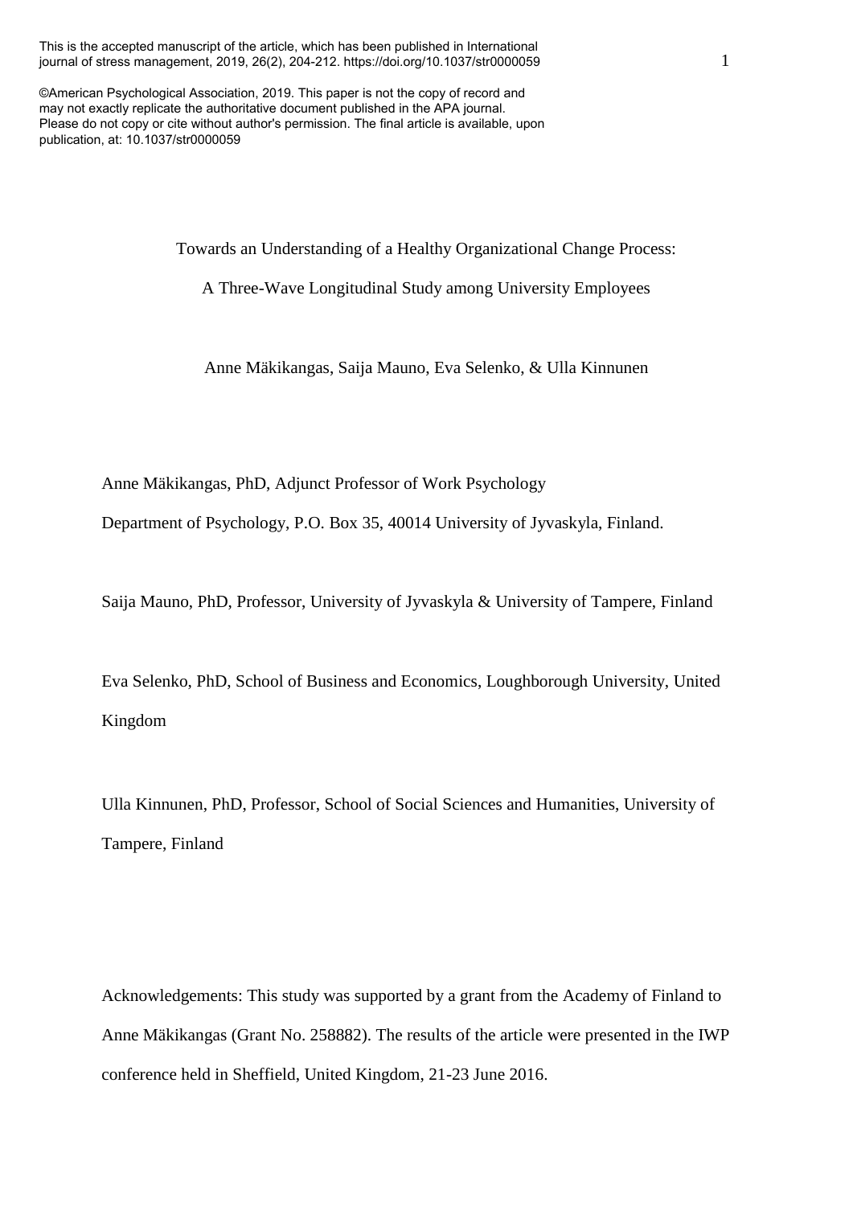This is the accepted manuscript of the article, which has been published in International journal of stress management, 2019, 26(2), 204-212. https://doi.org/10.1037/str0000059

©American Psychological Association, 2019. This paper is not the copy of record and may not exactly replicate the authoritative document published in the APA journal. Please do not copy or cite without author's permission. The final article is available, upon publication, at: 10.1037/str0000059

# Towards an Understanding of a Healthy Organizational Change Process: A Three-Wave Longitudinal Study among University Employees

Anne Mäkikangas, Saija Mauno, Eva Selenko, & Ulla Kinnunen

Anne Mäkikangas, PhD, Adjunct Professor of Work Psychology

Department of Psychology, P.O. Box 35, 40014 University of Jyvaskyla, Finland.

Saija Mauno, PhD, Professor, University of Jyvaskyla & University of Tampere, Finland

Eva Selenko, PhD, School of Business and Economics, Loughborough University, United Kingdom

Ulla Kinnunen, PhD, Professor, School of Social Sciences and Humanities, University of Tampere, Finland

Acknowledgements: This study was supported by a grant from the Academy of Finland to Anne Mäkikangas (Grant No. 258882). The results of the article were presented in the IWP conference held in Sheffield, United Kingdom, 21-23 June 2016.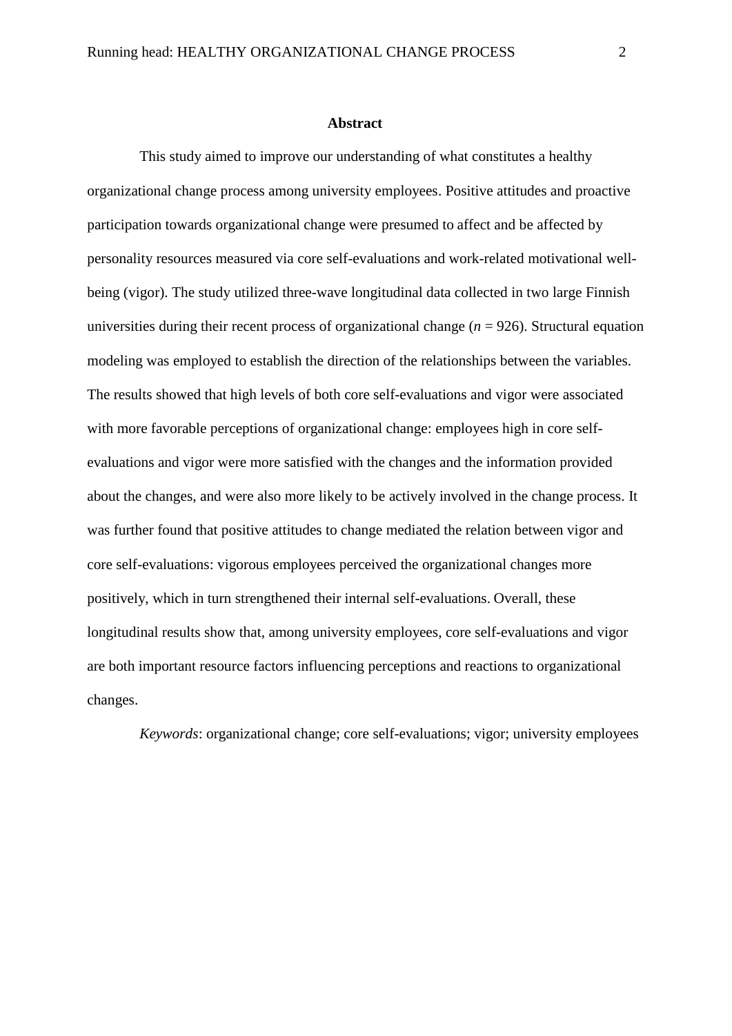## Abstract

This study aimed to improve our understanding of what constitutes a healthy organizational change process among university employees. Positive attitudes and proactive participation towards organizational change were presumed to affect and be affected by personality resources measured via core self-evaluations and work-related motivational well-being (vigor). The study utilized three-wave longitudinal data collected in two large Finnish universities during their recent process of organizational change ($n$ = 926). Structural equation modeling was employed to establish the direction of the relationships between the variables. The results showed that high levels of both core self-evaluations and vigor were associated with more favorable perceptions of organizational change: employees high in core self-evaluations and vigor were more satisfied with the changes and the information provided about the changes, and were also more likely to be actively involved in the change process. It was further found that positive attitudes to change mediated the relation between vigor and core self-evaluations: vigorous employees perceived the organizational changes more positively, which in turn strengthened their internal self-evaluations. Overall, these longitudinal results show that, among university employees, core self-evaluations and vigor are both important resource factors influencing perceptions and reactions to organizational changes.

*Keywords*: organizational change; core self-evaluations; vigor; university employees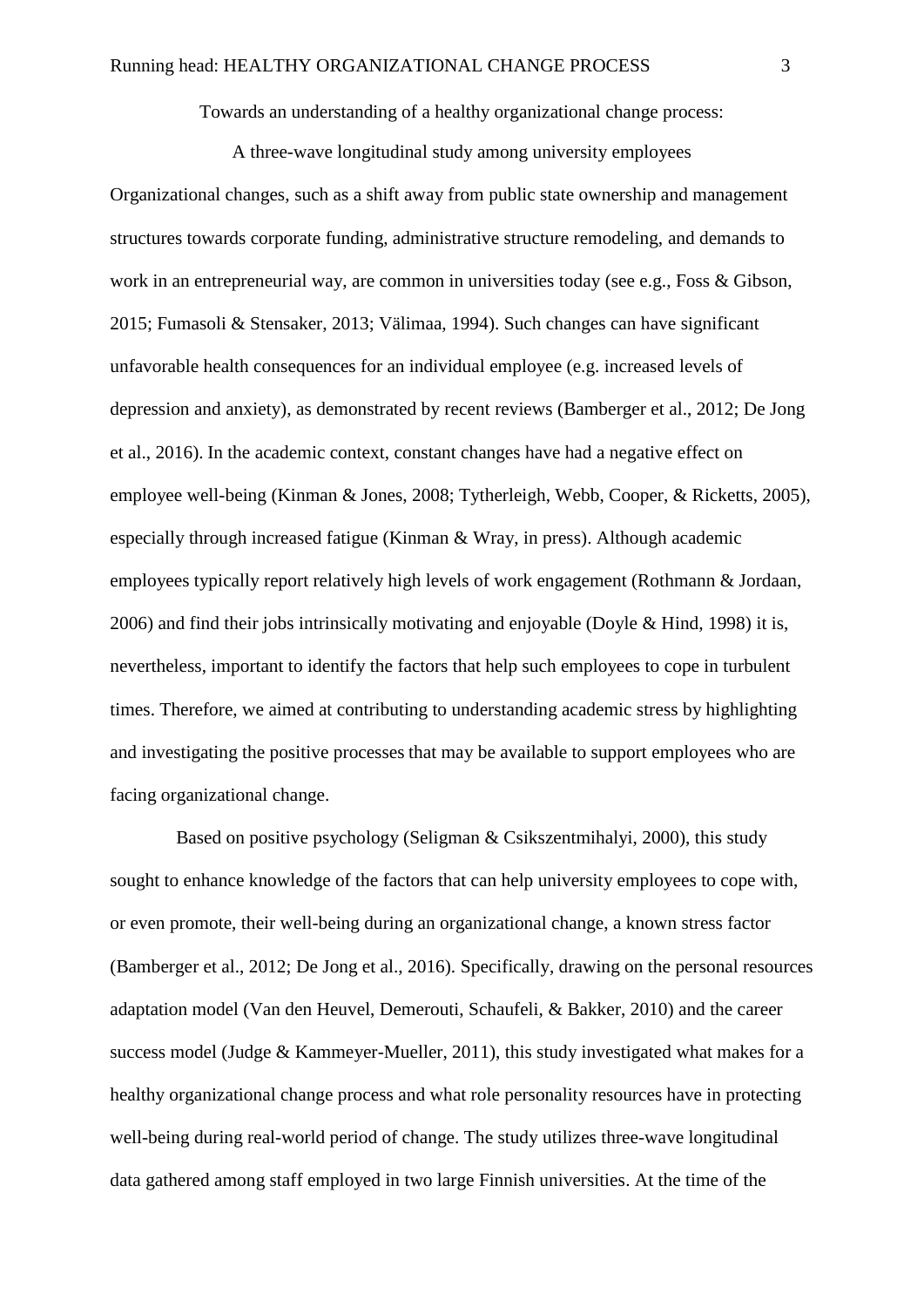Towards an understanding of a healthy organizational change process:

A three-wave longitudinal study among university employees

Organizational changes, such as a shift away from public state ownership and management structures towards corporate funding, administrative structure remodeling, and demands to work in an entrepreneurial way, are common in universities today (see e.g., Foss & Gibson, 2015; Fumasoli & Stensaker, 2013; Välimaa, 1994). Such changes can have significant unfavorable health consequences for an individual employee (e.g. increased levels of depression and anxiety), as demonstrated by recent reviews (Bamberger et al., 2012; De Jong et al., 2016). In the academic context, constant changes have had a negative effect on employee well-being (Kinman & Jones, 2008; Tytherleigh, Webb, Cooper, & Ricketts, 2005), especially through increased fatigue (Kinman & Wray, in press). Although academic employees typically report relatively high levels of work engagement (Rothmann & Jordaan, 2006) and find their jobs intrinsically motivating and enjoyable (Doyle & Hind, 1998) it is, nevertheless, important to identify the factors that help such employees to cope in turbulent times. Therefore, we aimed at contributing to understanding academic stress by highlighting and investigating the positive processes that may be available to support employees who are facing organizational change.

Based on positive psychology (Seligman & Csikszentmihalyi, 2000), this study sought to enhance knowledge of the factors that can help university employees to cope with, or even promote, their well-being during an organizational change, a known stress factor (Bamberger et al., 2012; De Jong et al., 2016). Specifically, drawing on the personal resources adaptation model (Van den Heuvel, Demerouti, Schaufeli, & Bakker, 2010) and the career success model (Judge & Kammeyer-Mueller, 2011), this study investigated what makes for a healthy organizational change process and what role personality resources have in protecting well-being during real-world period of change. The study utilizes three-wave longitudinal data gathered among staff employed in two large Finnish universities. At the time of the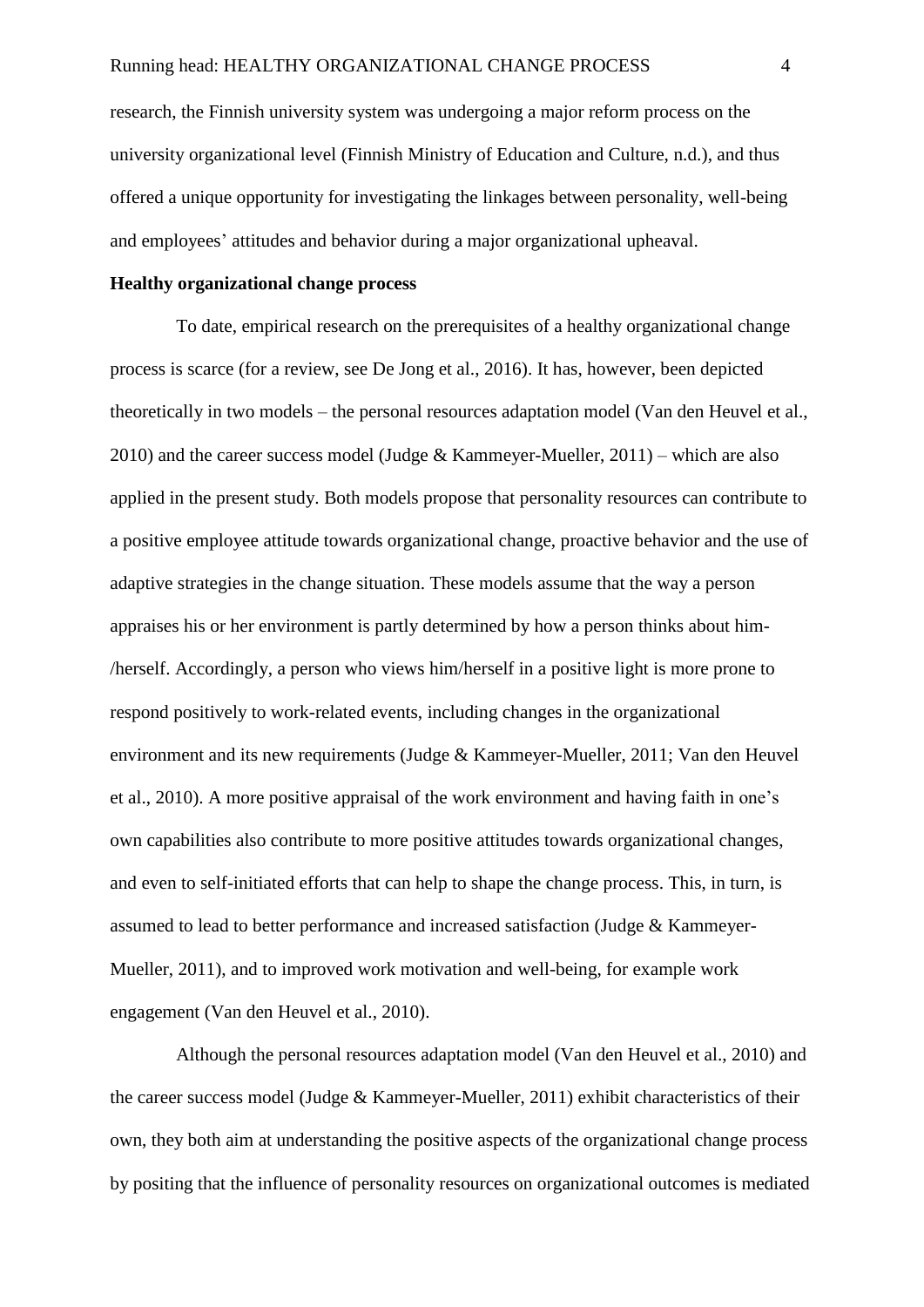research, the Finnish university system was undergoing a major reform process on the university organizational level (Finnish Ministry of Education and Culture, n.d.), and thus offered a unique opportunity for investigating the linkages between personality, well-being and employees' attitudes and behavior during a major organizational upheaval.

**Healthy organizational change process**

To date, empirical research on the prerequisites of a healthy organizational change process is scarce (for a review, see De Jong et al., 2016). It has, however, been depicted theoretically in two models – the personal resources adaptation model (Van den Heuvel et al., 2010) and the career success model (Judge & Kammeyer-Mueller, 2011) – which are also applied in the present study. Both models propose that personality resources can contribute to a positive employee attitude towards organizational change, proactive behavior and the use of adaptive strategies in the change situation. These models assume that the way a person appraises his or her environment is partly determined by how a person thinks about him-/herself. Accordingly, a person who views him/herself in a positive light is more prone to respond positively to work-related events, including changes in the organizational environment and its new requirements (Judge & Kammeyer-Mueller, 2011; Van den Heuvel et al., 2010). A more positive appraisal of the work environment and having faith in one's own capabilities also contribute to more positive attitudes towards organizational changes, and even to self-initiated efforts that can help to shape the change process. This, in turn, is assumed to lead to better performance and increased satisfaction (Judge & Kammeyer-Mueller, 2011), and to improved work motivation and well-being, for example work engagement (Van den Heuvel et al., 2010).

Although the personal resources adaptation model (Van den Heuvel et al., 2010) and the career success model (Judge & Kammeyer-Mueller, 2011) exhibit characteristics of their own, they both aim at understanding the positive aspects of the organizational change process by positing that the influence of personality resources on organizational outcomes is mediated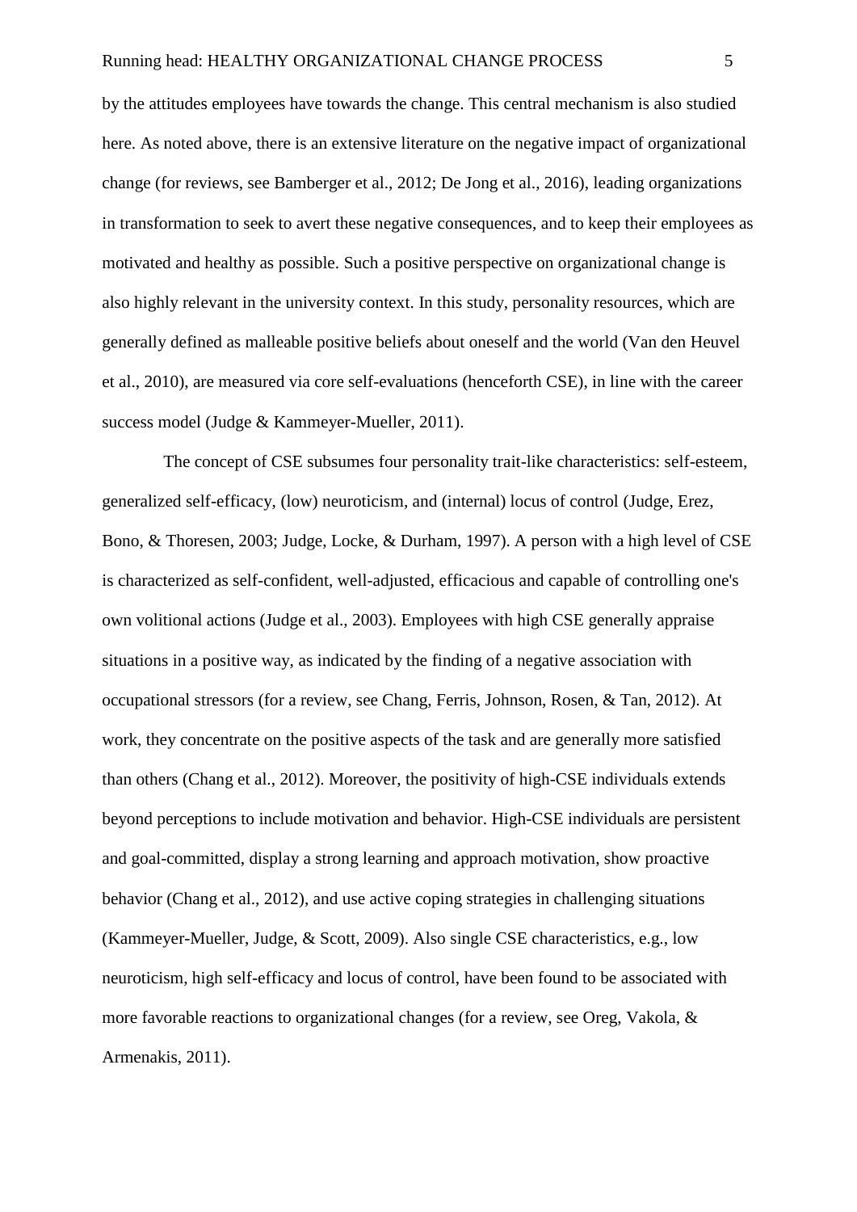by the attitudes employees have towards the change. This central mechanism is also studied here. As noted above, there is an extensive literature on the negative impact of organizational change (for reviews, see Bamberger et al., 2012; De Jong et al., 2016), leading organizations in transformation to seek to avert these negative consequences, and to keep their employees as motivated and healthy as possible. Such a positive perspective on organizational change is also highly relevant in the university context. In this study, personality resources, which are generally defined as malleable positive beliefs about oneself and the world (Van den Heuvel et al., 2010), are measured via core self-evaluations (henceforth CSE), in line with the career success model (Judge & Kammeyer-Mueller, 2011).

The concept of CSE subsumes four personality trait-like characteristics: self-esteem, generalized self-efficacy, (low) neuroticism, and (internal) locus of control (Judge, Erez, Bono, & Thoresen, 2003; Judge, Locke, & Durham, 1997). A person with a high level of CSE is characterized as self-confident, well-adjusted, efficacious and capable of controlling one's own volitional actions (Judge et al., 2003). Employees with high CSE generally appraise situations in a positive way, as indicated by the finding of a negative association with occupational stressors (for a review, see Chang, Ferris, Johnson, Rosen, & Tan, 2012). At work, they concentrate on the positive aspects of the task and are generally more satisfied than others (Chang et al., 2012). Moreover, the positivity of high-CSE individuals extends beyond perceptions to include motivation and behavior. High-CSE individuals are persistent and goal-committed, display a strong learning and approach motivation, show proactive behavior (Chang et al., 2012), and use active coping strategies in challenging situations (Kammeyer-Mueller, Judge, & Scott, 2009). Also single CSE characteristics, e.g., low neuroticism, high self-efficacy and locus of control, have been found to be associated with more favorable reactions to organizational changes (for a review, see Oreg, Vakola, & Armenakis, 2011).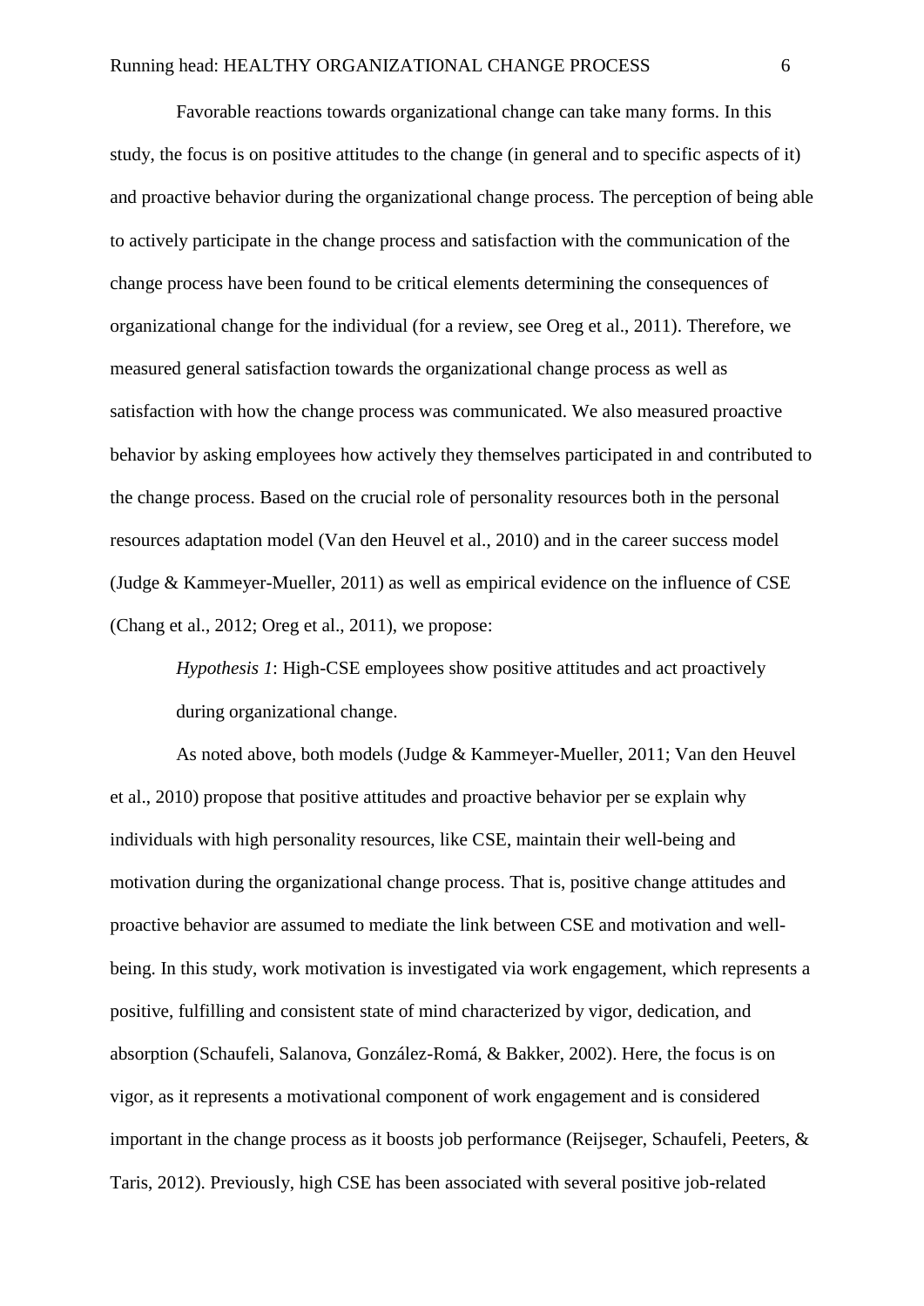Favorable reactions towards organizational change can take many forms. In this study, the focus is on positive attitudes to the change (in general and to specific aspects of it) and proactive behavior during the organizational change process. The perception of being able to actively participate in the change process and satisfaction with the communication of the change process have been found to be critical elements determining the consequences of organizational change for the individual (for a review, see Oreg et al., 2011). Therefore, we measured general satisfaction towards the organizational change process as well as satisfaction with how the change process was communicated. We also measured proactive behavior by asking employees how actively they themselves participated in and contributed to the change process. Based on the crucial role of personality resources both in the personal resources adaptation model (Van den Heuvel et al., 2010) and in the career success model (Judge & Kammeyer-Mueller, 2011) as well as empirical evidence on the influence of CSE (Chang et al., 2012; Oreg et al., 2011), we propose:

> *Hypothesis 1*: High-CSE employees show positive attitudes and act proactively during organizational change.

As noted above, both models (Judge & Kammeyer-Mueller, 2011; Van den Heuvel et al., 2010) propose that positive attitudes and proactive behavior per se explain why individuals with high personality resources, like CSE, maintain their well-being and motivation during the organizational change process. That is, positive change attitudes and proactive behavior are assumed to mediate the link between CSE and motivation and well-being. In this study, work motivation is investigated via work engagement, which represents a positive, fulfilling and consistent state of mind characterized by vigor, dedication, and absorption (Schaufeli, Salanova, González-Romá, & Bakker, 2002). Here, the focus is on vigor, as it represents a motivational component of work engagement and is considered important in the change process as it boosts job performance (Reijseger, Schaufeli, Peeters, & Taris, 2012). Previously, high CSE has been associated with several positive job-related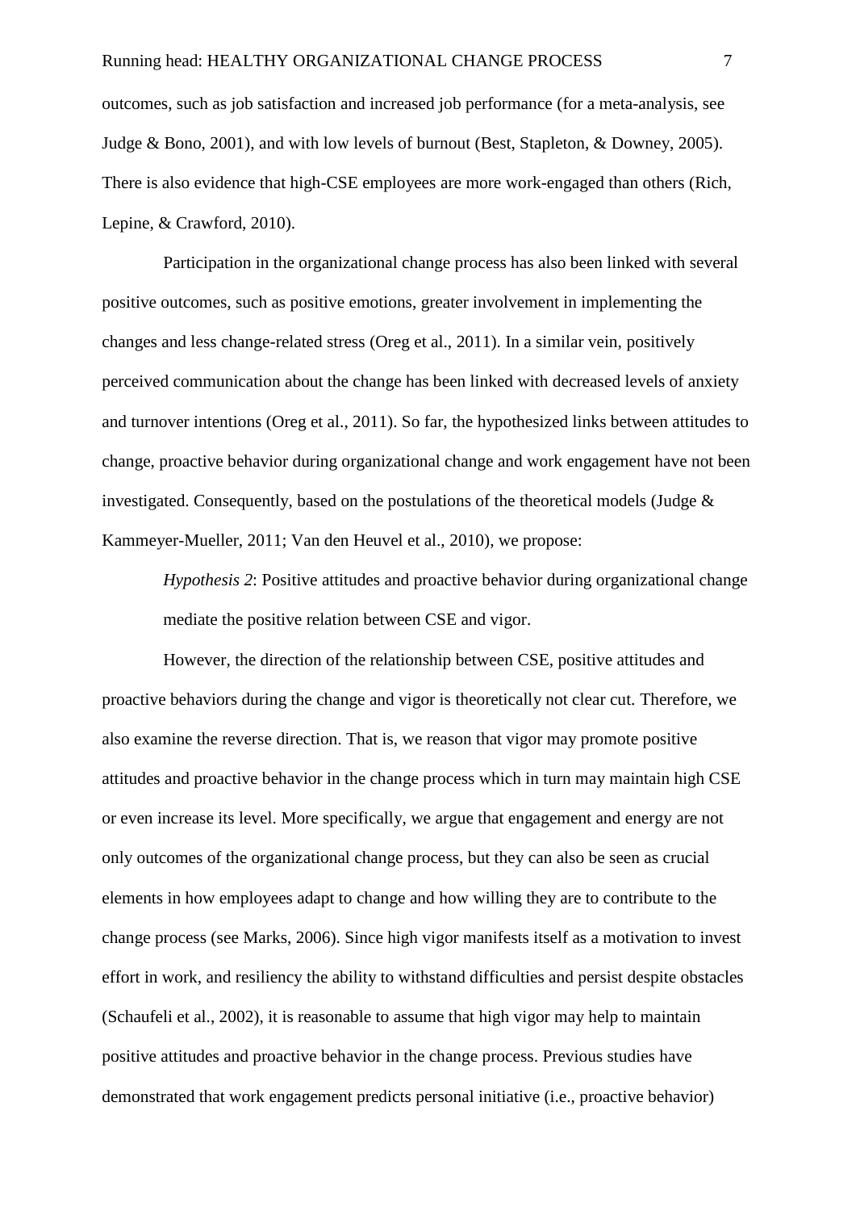outcomes, such as job satisfaction and increased job performance (for a meta-analysis, see Judge & Bono, 2001), and with low levels of burnout (Best, Stapleton, & Downey, 2005). There is also evidence that high-CSE employees are more work-engaged than others (Rich, Lepine, & Crawford, 2010).

Participation in the organizational change process has also been linked with several positive outcomes, such as positive emotions, greater involvement in implementing the changes and less change-related stress (Oreg et al., 2011). In a similar vein, positively perceived communication about the change has been linked with decreased levels of anxiety and turnover intentions (Oreg et al., 2011). So far, the hypothesized links between attitudes to change, proactive behavior during organizational change and work engagement have not been investigated. Consequently, based on the postulations of the theoretical models (Judge & Kammeyer-Mueller, 2011; Van den Heuvel et al., 2010), we propose:

> *Hypothesis 2*: Positive attitudes and proactive behavior during organizational change mediate the positive relation between CSE and vigor.

However, the direction of the relationship between CSE, positive attitudes and proactive behaviors during the change and vigor is theoretically not clear cut. Therefore, we also examine the reverse direction. That is, we reason that vigor may promote positive attitudes and proactive behavior in the change process which in turn may maintain high CSE or even increase its level. More specifically, we argue that engagement and energy are not only outcomes of the organizational change process, but they can also be seen as crucial elements in how employees adapt to change and how willing they are to contribute to the change process (see Marks, 2006). Since high vigor manifests itself as a motivation to invest effort in work, and resiliency the ability to withstand difficulties and persist despite obstacles (Schaufeli et al., 2002), it is reasonable to assume that high vigor may help to maintain positive attitudes and proactive behavior in the change process. Previous studies have demonstrated that work engagement predicts personal initiative (i.e., proactive behavior)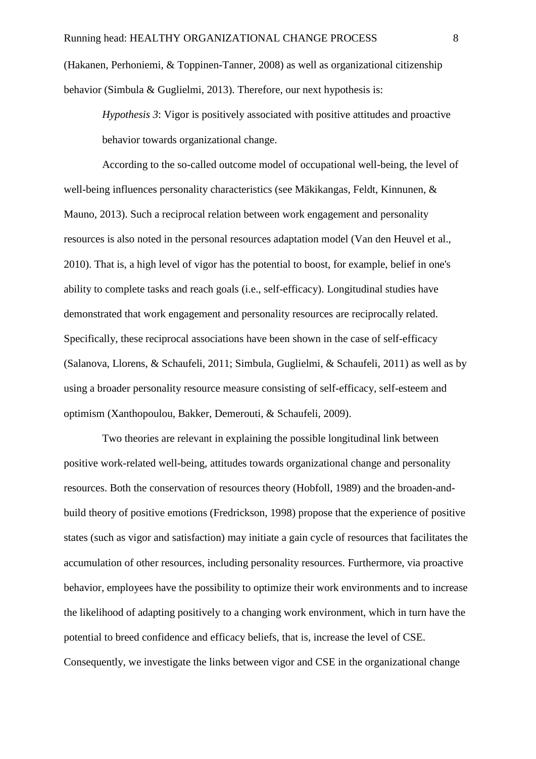(Hakanen, Perhoniemi, & Toppinen-Tanner, 2008) as well as organizational citizenship behavior (Simbula & Guglielmi, 2013). Therefore, our next hypothesis is:

> *Hypothesis 3*: Vigor is positively associated with positive attitudes and proactive behavior towards organizational change.

According to the so-called outcome model of occupational well-being, the level of well-being influences personality characteristics (see Mäkikangas, Feldt, Kinnunen, & Mauno, 2013). Such a reciprocal relation between work engagement and personality resources is also noted in the personal resources adaptation model (Van den Heuvel et al., 2010). That is, a high level of vigor has the potential to boost, for example, belief in one's ability to complete tasks and reach goals (i.e., self-efficacy). Longitudinal studies have demonstrated that work engagement and personality resources are reciprocally related. Specifically, these reciprocal associations have been shown in the case of self-efficacy (Salanova, Llorens, & Schaufeli, 2011; Simbula, Guglielmi, & Schaufeli, 2011) as well as by using a broader personality resource measure consisting of self-efficacy, self-esteem and optimism (Xanthopoulou, Bakker, Demerouti, & Schaufeli, 2009).

Two theories are relevant in explaining the possible longitudinal link between positive work-related well-being, attitudes towards organizational change and personality resources. Both the conservation of resources theory (Hobfoll, 1989) and the broaden-and-build theory of positive emotions (Fredrickson, 1998) propose that the experience of positive states (such as vigor and satisfaction) may initiate a gain cycle of resources that facilitates the accumulation of other resources, including personality resources. Furthermore, via proactive behavior, employees have the possibility to optimize their work environments and to increase the likelihood of adapting positively to a changing work environment, which in turn have the potential to breed confidence and efficacy beliefs, that is, increase the level of CSE. Consequently, we investigate the links between vigor and CSE in the organizational change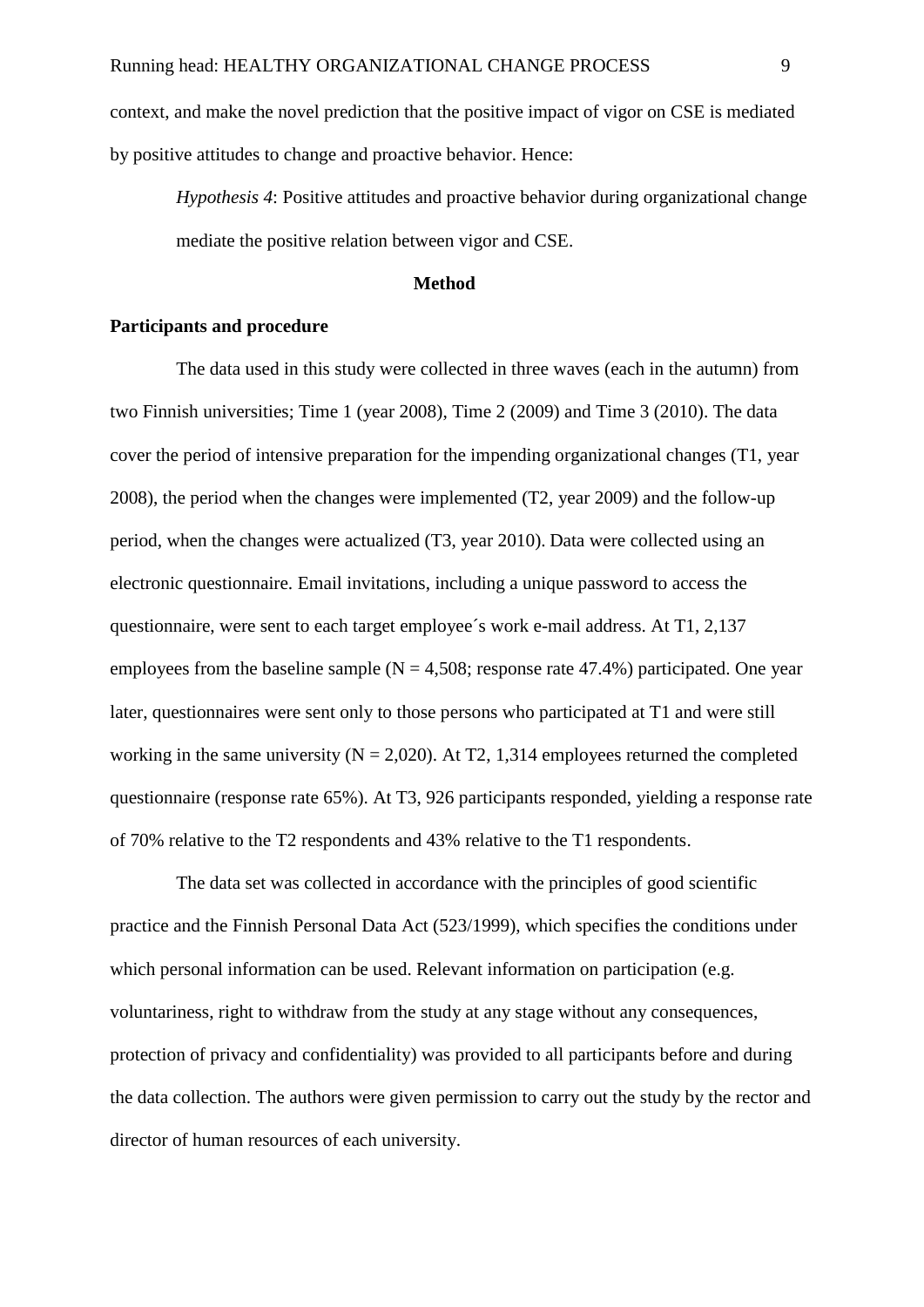context, and make the novel prediction that the positive impact of vigor on CSE is mediated by positive attitudes to change and proactive behavior. Hence:

> *Hypothesis 4*: Positive attitudes and proactive behavior during organizational change mediate the positive relation between vigor and CSE.

## Method

### Participants and procedure

The data used in this study were collected in three waves (each in the autumn) from two Finnish universities; Time 1 (year 2008), Time 2 (2009) and Time 3 (2010). The data cover the period of intensive preparation for the impending organizational changes (T1, year 2008), the period when the changes were implemented (T2, year 2009) and the follow-up period, when the changes were actualized (T3, year 2010). Data were collected using an electronic questionnaire. Email invitations, including a unique password to access the questionnaire, were sent to each target employee´s work e-mail address. At T1, 2,137 employees from the baseline sample (N = 4,508; response rate 47.4%) participated. One year later, questionnaires were sent only to those persons who participated at T1 and were still working in the same university (N = 2,020). At T2, 1,314 employees returned the completed questionnaire (response rate 65%). At T3, 926 participants responded, yielding a response rate of 70% relative to the T2 respondents and 43% relative to the T1 respondents.

The data set was collected in accordance with the principles of good scientific practice and the Finnish Personal Data Act (523/1999), which specifies the conditions under which personal information can be used. Relevant information on participation (e.g. voluntariness, right to withdraw from the study at any stage without any consequences, protection of privacy and confidentiality) was provided to all participants before and during the data collection. The authors were given permission to carry out the study by the rector and director of human resources of each university.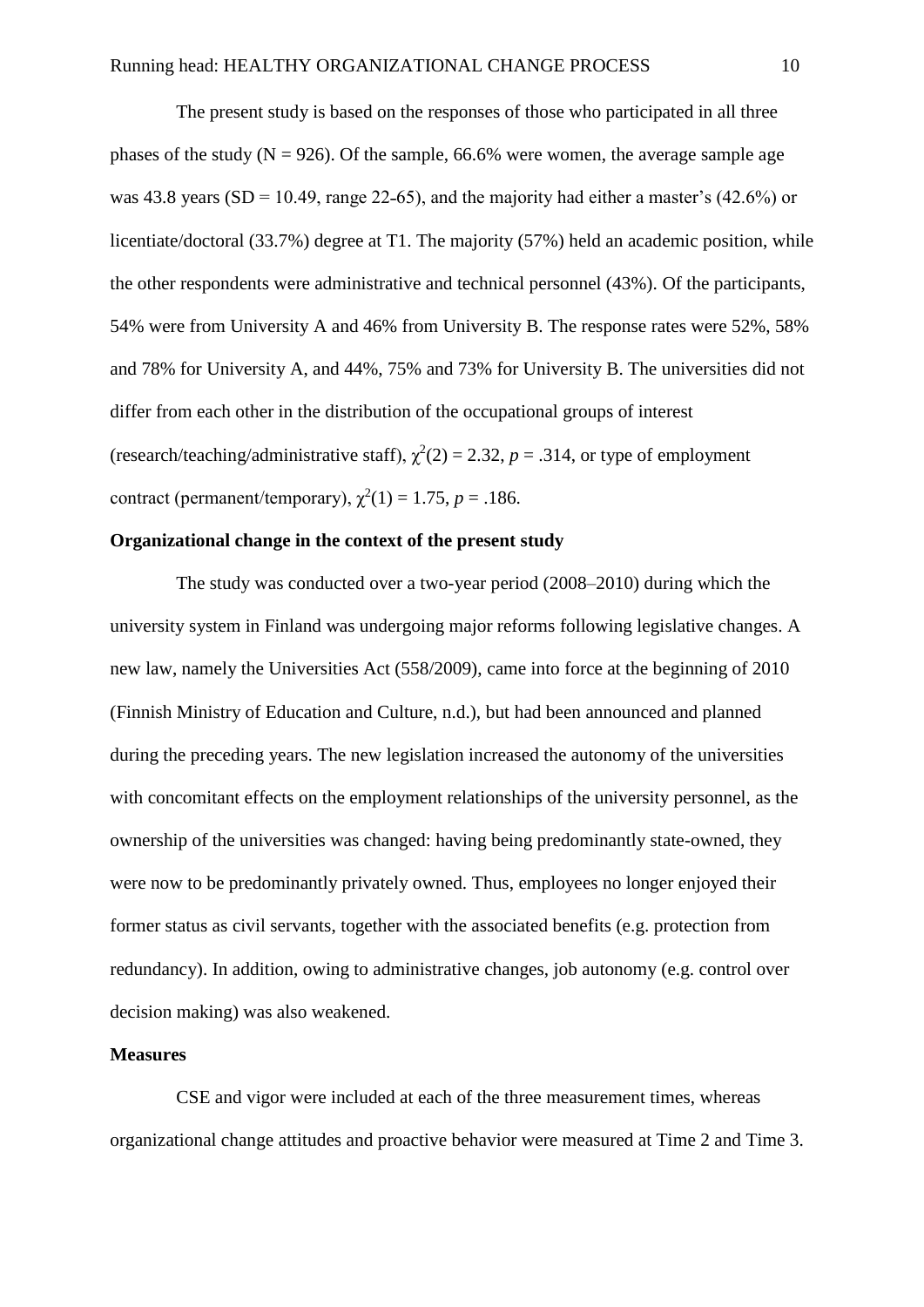The present study is based on the responses of those who participated in all three phases of the study (N = 926). Of the sample, 66.6% were women, the average sample age was 43.8 years (SD = 10.49, range 22-65), and the majority had either a master's (42.6%) or licentiate/doctoral (33.7%) degree at T1. The majority (57%) held an academic position, while the other respondents were administrative and technical personnel (43%). Of the participants, 54% were from University A and 46% from University B. The response rates were 52%, 58% and 78% for University A, and 44%, 75% and 73% for University B. The universities did not differ from each other in the distribution of the occupational groups of interest (research/teaching/administrative staff), $\chi^2(2) = 2.32$, $p = .314$, or type of employment contract (permanent/temporary), $\chi^2(1) = 1.75$, $p = .186$.

**Organizational change in the context of the present study**

The study was conducted over a two-year period (2008–2010) during which the university system in Finland was undergoing major reforms following legislative changes. A new law, namely the Universities Act (558/2009), came into force at the beginning of 2010 (Finnish Ministry of Education and Culture, n.d.), but had been announced and planned during the preceding years. The new legislation increased the autonomy of the universities with concomitant effects on the employment relationships of the university personnel, as the ownership of the universities was changed: having being predominantly state-owned, they were now to be predominantly privately owned. Thus, employees no longer enjoyed their former status as civil servants, together with the associated benefits (e.g. protection from redundancy). In addition, owing to administrative changes, job autonomy (e.g. control over decision making) was also weakened.

**Measures**

CSE and vigor were included at each of the three measurement times, whereas organizational change attitudes and proactive behavior were measured at Time 2 and Time 3.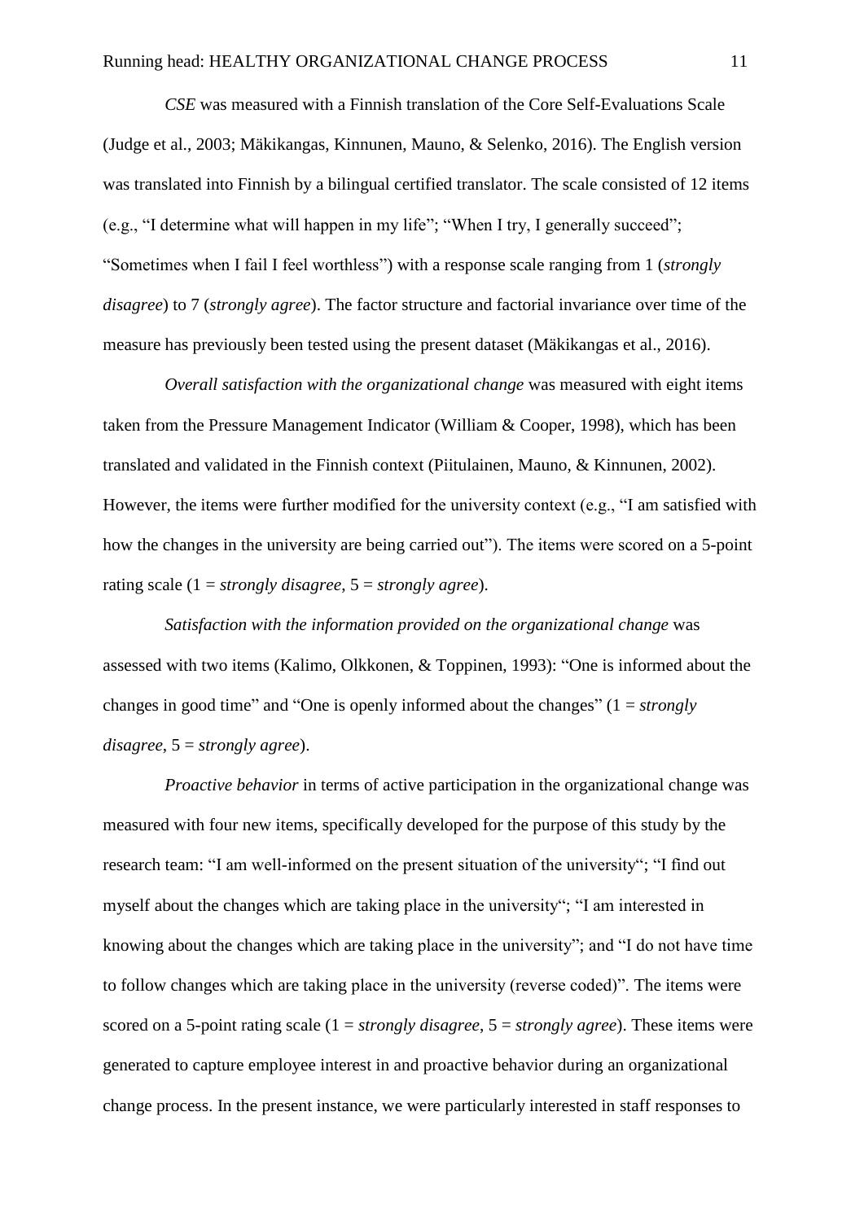*CSE* was measured with a Finnish translation of the Core Self-Evaluations Scale (Judge et al., 2003; Mäkikangas, Kinnunen, Mauno, & Selenko, 2016). The English version was translated into Finnish by a bilingual certified translator. The scale consisted of 12 items (e.g., "I determine what will happen in my life"; "When I try, I generally succeed"; "Sometimes when I fail I feel worthless") with a response scale ranging from 1 (*strongly disagree*) to 7 (*strongly agree*). The factor structure and factorial invariance over time of the measure has previously been tested using the present dataset (Mäkikangas et al., 2016).

*Overall satisfaction with the organizational change* was measured with eight items taken from the Pressure Management Indicator (William & Cooper, 1998), which has been translated and validated in the Finnish context (Piitulainen, Mauno, & Kinnunen, 2002). However, the items were further modified for the university context (e.g., "I am satisfied with how the changes in the university are being carried out"). The items were scored on a 5-point rating scale (1 = *strongly disagree*, 5 = *strongly agree*).

*Satisfaction with the information provided on the organizational change* was assessed with two items (Kalimo, Olkkonen, & Toppinen, 1993): "One is informed about the changes in good time" and "One is openly informed about the changes" (1 = *strongly disagree*, 5 = *strongly agree*).

*Proactive behavior* in terms of active participation in the organizational change was measured with four new items, specifically developed for the purpose of this study by the research team: "I am well-informed on the present situation of the university"; "I find out myself about the changes which are taking place in the university"; "I am interested in knowing about the changes which are taking place in the university"; and "I do not have time to follow changes which are taking place in the university (reverse coded)". The items were scored on a 5-point rating scale (1 = *strongly disagree*, 5 = *strongly agree*). These items were generated to capture employee interest in and proactive behavior during an organizational change process. In the present instance, we were particularly interested in staff responses to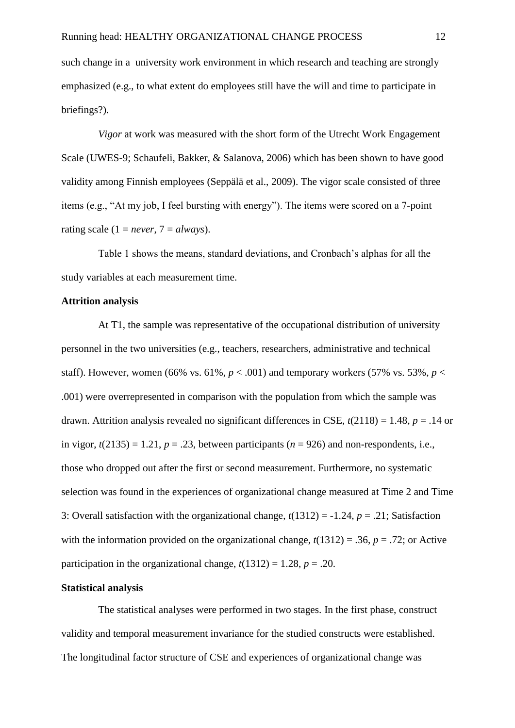such change in a university work environment in which research and teaching are strongly emphasized (e.g., to what extent do employees still have the will and time to participate in briefings?).

*Vigor* at work was measured with the short form of the Utrecht Work Engagement Scale (UWES-9; Schaufeli, Bakker, & Salanova, 2006) which has been shown to have good validity among Finnish employees (Seppälä et al., 2009). The vigor scale consisted of three items (e.g., "At my job, I feel bursting with energy"). The items were scored on a 7-point rating scale (1 = *never*, 7 = *always*).

Table 1 shows the means, standard deviations, and Cronbach's alphas for all the study variables at each measurement time.

**Attrition analysis**

At T1, the sample was representative of the occupational distribution of university personnel in the two universities (e.g., teachers, researchers, administrative and technical staff). However, women (66% vs. 61%, $p < .001$) and temporary workers (57% vs. 53%, $p < .001$) were overrepresented in comparison with the population from which the sample was drawn. Attrition analysis revealed no significant differences in CSE, $t(2118) = 1.48$, $p = .14$ or in vigor, $t(2135) = 1.21$, $p = .23$, between participants ($n = 926$) and non-respondents, i.e., those who dropped out after the first or second measurement. Furthermore, no systematic selection was found in the experiences of organizational change measured at Time 2 and Time 3: Overall satisfaction with the organizational change, $t(1312) = -1.24$, $p = .21$; Satisfaction with the information provided on the organizational change, $t(1312) = .36$, $p = .72$; or Active participation in the organizational change, $t(1312) = 1.28$, $p = .20$.

**Statistical analysis**

The statistical analyses were performed in two stages. In the first phase, construct validity and temporal measurement invariance for the studied constructs were established. The longitudinal factor structure of CSE and experiences of organizational change was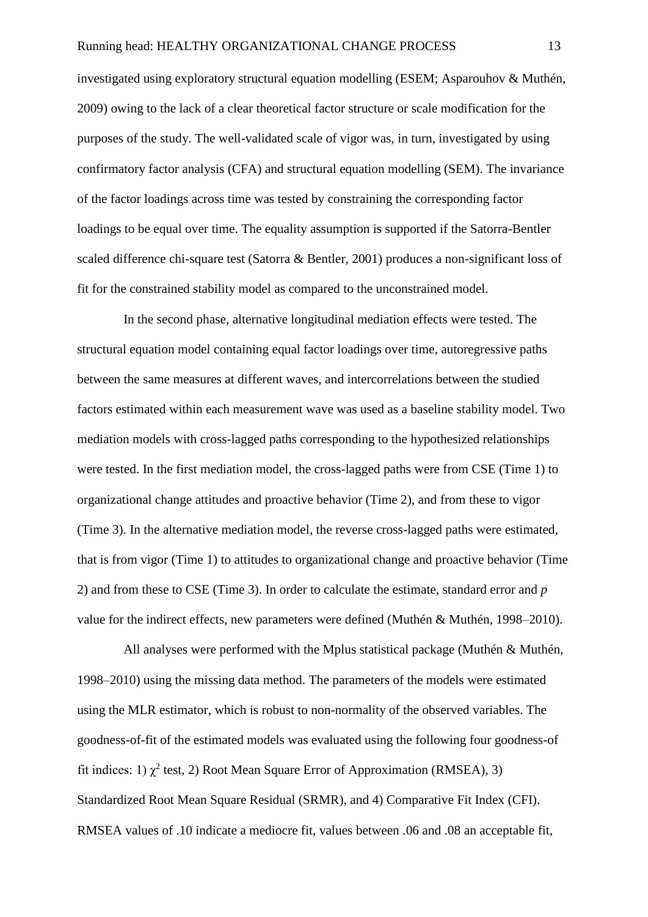investigated using exploratory structural equation modelling (ESEM; Asparouhov & Muthén, 2009) owing to the lack of a clear theoretical factor structure or scale modification for the purposes of the study. The well-validated scale of vigor was, in turn, investigated by using confirmatory factor analysis (CFA) and structural equation modelling (SEM). The invariance of the factor loadings across time was tested by constraining the corresponding factor loadings to be equal over time. The equality assumption is supported if the Satorra-Bentler scaled difference chi-square test (Satorra & Bentler, 2001) produces a non-significant loss of fit for the constrained stability model as compared to the unconstrained model.

In the second phase, alternative longitudinal mediation effects were tested. The structural equation model containing equal factor loadings over time, autoregressive paths between the same measures at different waves, and intercorrelations between the studied factors estimated within each measurement wave was used as a baseline stability model. Two mediation models with cross-lagged paths corresponding to the hypothesized relationships were tested. In the first mediation model, the cross-lagged paths were from CSE (Time 1) to organizational change attitudes and proactive behavior (Time 2), and from these to vigor (Time 3). In the alternative mediation model, the reverse cross-lagged paths were estimated, that is from vigor (Time 1) to attitudes to organizational change and proactive behavior (Time 2) and from these to CSE (Time 3). In order to calculate the estimate, standard error and *p* value for the indirect effects, new parameters were defined (Muthén & Muthén, 1998–2010).

All analyses were performed with the Mplus statistical package (Muthén & Muthén, 1998–2010) using the missing data method. The parameters of the models were estimated using the MLR estimator, which is robust to non-normality of the observed variables. The goodness-of-fit of the estimated models was evaluated using the following four goodness-of fit indices: 1) $\chi^2$ test, 2) Root Mean Square Error of Approximation (RMSEA), 3) Standardized Root Mean Square Residual (SRMR), and 4) Comparative Fit Index (CFI). RMSEA values of .10 indicate a mediocre fit, values between .06 and .08 an acceptable fit,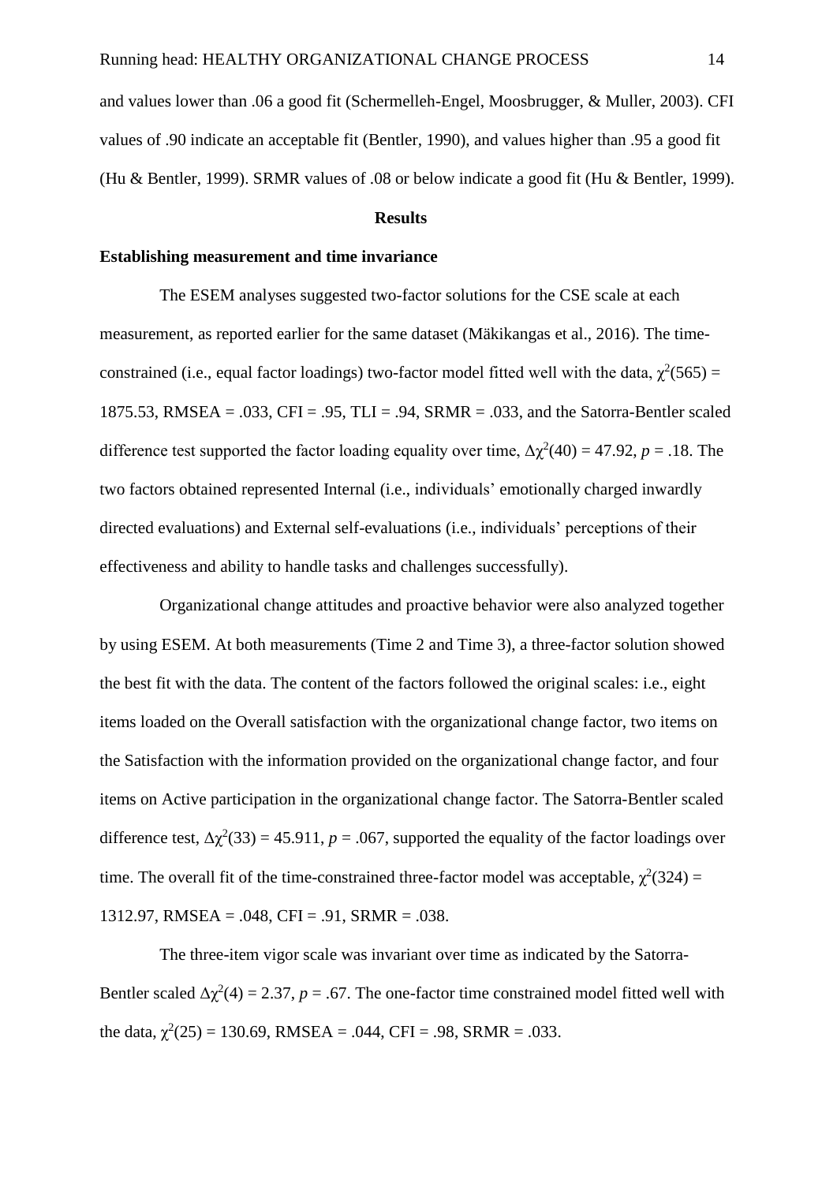and values lower than .06 a good fit (Schermelleh-Engel, Moosbrugger, & Muller, 2003). CFI values of .90 indicate an acceptable fit (Bentler, 1990), and values higher than .95 a good fit (Hu & Bentler, 1999). SRMR values of .08 or below indicate a good fit (Hu & Bentler, 1999).

## Results

### Establishing measurement and time invariance

The ESEM analyses suggested two-factor solutions for the CSE scale at each measurement, as reported earlier for the same dataset (Mäkikangas et al., 2016). The time-constrained (i.e., equal factor loadings) two-factor model fitted well with the data, $\chi^2(565) = 1875.53$, RMSEA = .033, CFI = .95, TLI = .94, SRMR = .033, and the Satorra-Bentler scaled difference test supported the factor loading equality over time, $\Delta\chi^2(40) = 47.92$, $p = .18$. The two factors obtained represented Internal (i.e., individuals' emotionally charged inwardly directed evaluations) and External self-evaluations (i.e., individuals' perceptions of their effectiveness and ability to handle tasks and challenges successfully).

Organizational change attitudes and proactive behavior were also analyzed together by using ESEM. At both measurements (Time 2 and Time 3), a three-factor solution showed the best fit with the data. The content of the factors followed the original scales: i.e., eight items loaded on the Overall satisfaction with the organizational change factor, two items on the Satisfaction with the information provided on the organizational change factor, and four items on Active participation in the organizational change factor. The Satorra-Bentler scaled difference test, $\Delta\chi^2(33) = 45.911$, $p = .067$, supported the equality of the factor loadings over time. The overall fit of the time-constrained three-factor model was acceptable, $\chi^2(324) = 1312.97$, RMSEA = .048, CFI = .91, SRMR = .038.

The three-item vigor scale was invariant over time as indicated by the Satorra-Bentler scaled $\Delta\chi^2(4) = 2.37$, $p = .67$. The one-factor time constrained model fitted well with the data, $\chi^2(25) = 130.69$, RMSEA = .044, CFI = .98, SRMR = .033.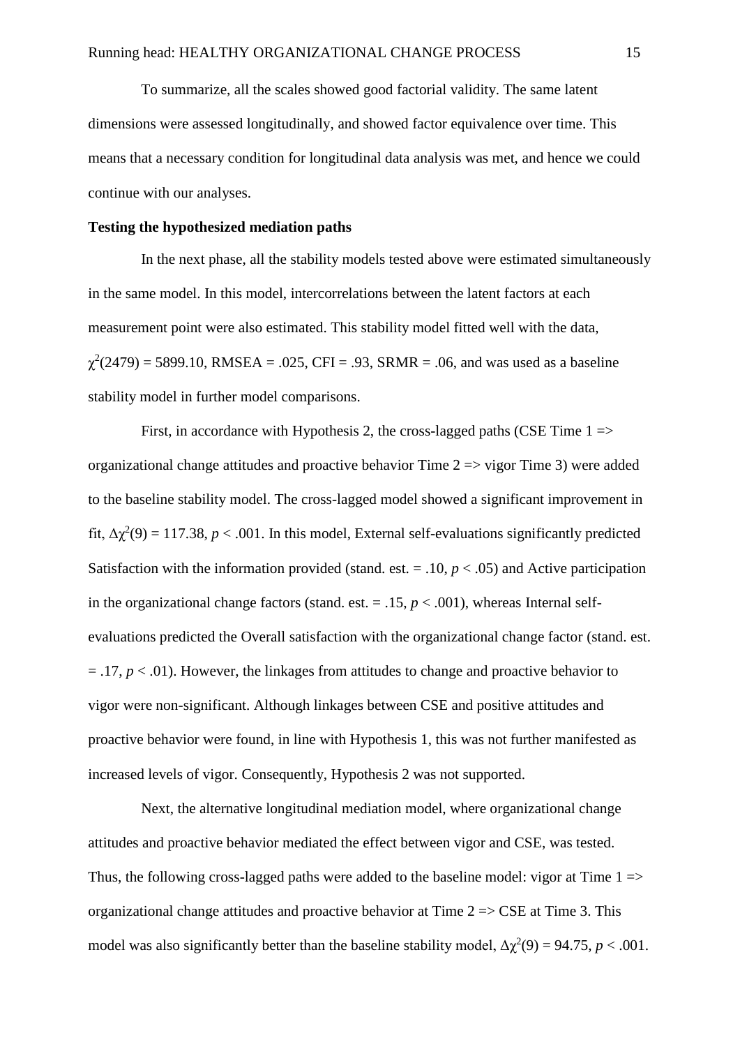To summarize, all the scales showed good factorial validity. The same latent dimensions were assessed longitudinally, and showed factor equivalence over time. This means that a necessary condition for longitudinal data analysis was met, and hence we could continue with our analyses.

**Testing the hypothesized mediation paths**

In the next phase, all the stability models tested above were estimated simultaneously in the same model. In this model, intercorrelations between the latent factors at each measurement point were also estimated. This stability model fitted well with the data, $\chi^2(2479) = 5899.10$, RMSEA = .025, CFI = .93, SRMR = .06, and was used as a baseline stability model in further model comparisons.

First, in accordance with Hypothesis 2, the cross-lagged paths (CSE Time 1 => organizational change attitudes and proactive behavior Time 2 => vigor Time 3) were added to the baseline stability model. The cross-lagged model showed a significant improvement in fit, $\Delta\chi^2(9) = 117.38$, $p < .001$. In this model, External self-evaluations significantly predicted Satisfaction with the information provided (stand. est. = .10, $p < .05$) and Active participation in the organizational change factors (stand. est. = .15, $p < .001$), whereas Internal self-evaluations predicted the Overall satisfaction with the organizational change factor (stand. est. = .17, $p < .01$). However, the linkages from attitudes to change and proactive behavior to vigor were non-significant. Although linkages between CSE and positive attitudes and proactive behavior were found, in line with Hypothesis 1, this was not further manifested as increased levels of vigor. Consequently, Hypothesis 2 was not supported.

Next, the alternative longitudinal mediation model, where organizational change attitudes and proactive behavior mediated the effect between vigor and CSE, was tested. Thus, the following cross-lagged paths were added to the baseline model: vigor at Time 1 => organizational change attitudes and proactive behavior at Time 2 => CSE at Time 3. This model was also significantly better than the baseline stability model, $\Delta\chi^2(9) = 94.75$, $p < .001$.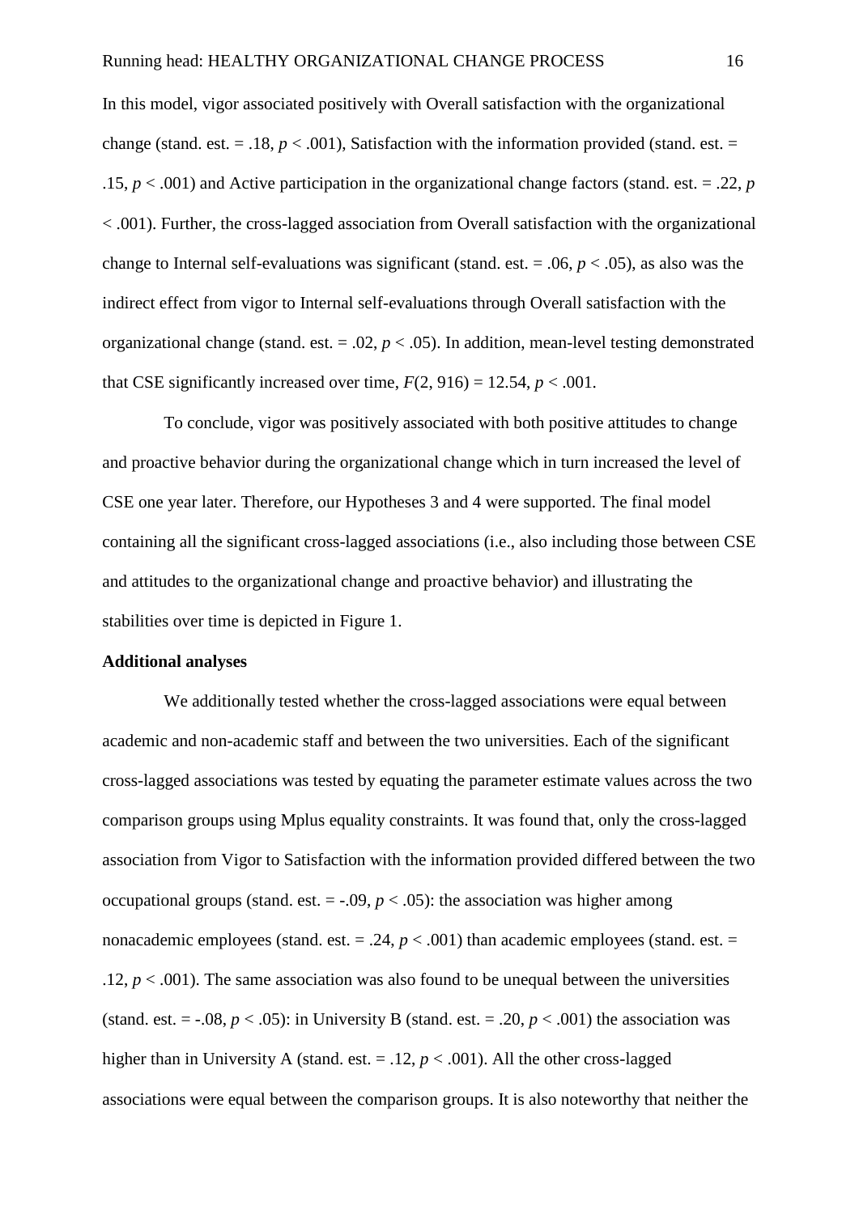In this model, vigor associated positively with Overall satisfaction with the organizational change (stand. est. = .18, $p < .001$), Satisfaction with the information provided (stand. est. = .15, $p < .001$) and Active participation in the organizational change factors (stand. est. = .22, $p < .001$). Further, the cross-lagged association from Overall satisfaction with the organizational change to Internal self-evaluations was significant (stand. est. = .06, $p < .05$), as also was the indirect effect from vigor to Internal self-evaluations through Overall satisfaction with the organizational change (stand. est. = .02, $p < .05$). In addition, mean-level testing demonstrated that CSE significantly increased over time, $F(2, 916) = 12.54$, $p < .001$.

To conclude, vigor was positively associated with both positive attitudes to change and proactive behavior during the organizational change which in turn increased the level of CSE one year later. Therefore, our Hypotheses 3 and 4 were supported. The final model containing all the significant cross-lagged associations (i.e., also including those between CSE and attitudes to the organizational change and proactive behavior) and illustrating the stabilities over time is depicted in Figure 1.

**Additional analyses**

We additionally tested whether the cross-lagged associations were equal between academic and non-academic staff and between the two universities. Each of the significant cross-lagged associations was tested by equating the parameter estimate values across the two comparison groups using Mplus equality constraints. It was found that, only the cross-lagged association from Vigor to Satisfaction with the information provided differed between the two occupational groups (stand. est. = -.09, $p < .05$): the association was higher among nonacademic employees (stand. est. = .24, $p < .001$) than academic employees (stand. est. = .12, $p < .001$). The same association was also found to be unequal between the universities (stand. est. = -.08, $p < .05$): in University B (stand. est. = .20, $p < .001$) the association was higher than in University A (stand. est. = .12, $p < .001$). All the other cross-lagged associations were equal between the comparison groups. It is also noteworthy that neither the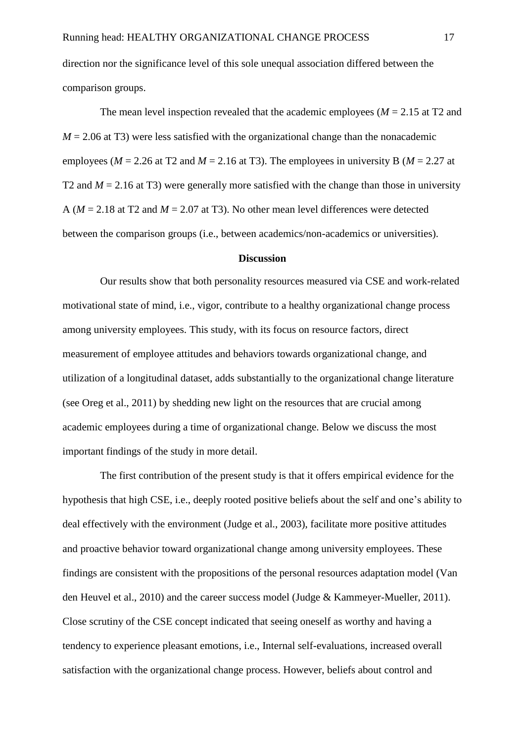direction nor the significance level of this sole unequal association differed between the comparison groups.

The mean level inspection revealed that the academic employees ($M$ = 2.15 at T2 and $M$ = 2.06 at T3) were less satisfied with the organizational change than the nonacademic employees ($M$ = 2.26 at T2 and $M$ = 2.16 at T3). The employees in university B ($M$ = 2.27 at T2 and $M$ = 2.16 at T3) were generally more satisfied with the change than those in university A ($M$ = 2.18 at T2 and $M$ = 2.07 at T3). No other mean level differences were detected between the comparison groups (i.e., between academics/non-academics or universities).

## Discussion

Our results show that both personality resources measured via CSE and work-related motivational state of mind, i.e., vigor, contribute to a healthy organizational change process among university employees. This study, with its focus on resource factors, direct measurement of employee attitudes and behaviors towards organizational change, and utilization of a longitudinal dataset, adds substantially to the organizational change literature (see Oreg et al., 2011) by shedding new light on the resources that are crucial among academic employees during a time of organizational change. Below we discuss the most important findings of the study in more detail.

The first contribution of the present study is that it offers empirical evidence for the hypothesis that high CSE, i.e., deeply rooted positive beliefs about the self and one's ability to deal effectively with the environment (Judge et al., 2003), facilitate more positive attitudes and proactive behavior toward organizational change among university employees. These findings are consistent with the propositions of the personal resources adaptation model (Van den Heuvel et al., 2010) and the career success model (Judge & Kammeyer-Mueller, 2011). Close scrutiny of the CSE concept indicated that seeing oneself as worthy and having a tendency to experience pleasant emotions, i.e., Internal self-evaluations, increased overall satisfaction with the organizational change process. However, beliefs about control and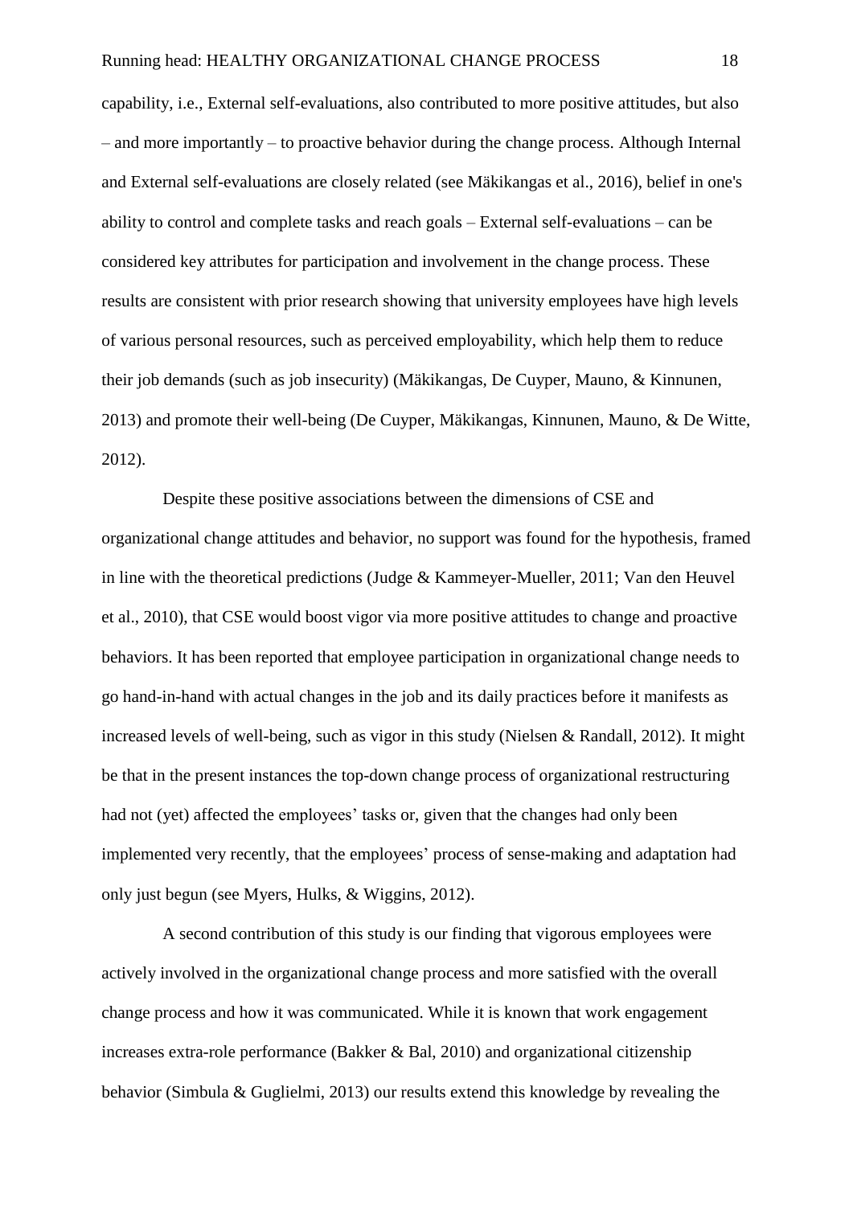capability, i.e., External self-evaluations, also contributed to more positive attitudes, but also – and more importantly – to proactive behavior during the change process. Although Internal and External self-evaluations are closely related (see Mäkikangas et al., 2016), belief in one's ability to control and complete tasks and reach goals – External self-evaluations – can be considered key attributes for participation and involvement in the change process. These results are consistent with prior research showing that university employees have high levels of various personal resources, such as perceived employability, which help them to reduce their job demands (such as job insecurity) (Mäkikangas, De Cuyper, Mauno, & Kinnunen, 2013) and promote their well-being (De Cuyper, Mäkikangas, Kinnunen, Mauno, & De Witte, 2012).

Despite these positive associations between the dimensions of CSE and organizational change attitudes and behavior, no support was found for the hypothesis, framed in line with the theoretical predictions (Judge & Kammeyer-Mueller, 2011; Van den Heuvel et al., 2010), that CSE would boost vigor via more positive attitudes to change and proactive behaviors. It has been reported that employee participation in organizational change needs to go hand-in-hand with actual changes in the job and its daily practices before it manifests as increased levels of well-being, such as vigor in this study (Nielsen & Randall, 2012). It might be that in the present instances the top-down change process of organizational restructuring had not (yet) affected the employees' tasks or, given that the changes had only been implemented very recently, that the employees' process of sense-making and adaptation had only just begun (see Myers, Hulks, & Wiggins, 2012).

A second contribution of this study is our finding that vigorous employees were actively involved in the organizational change process and more satisfied with the overall change process and how it was communicated. While it is known that work engagement increases extra-role performance (Bakker & Bal, 2010) and organizational citizenship behavior (Simbula & Guglielmi, 2013) our results extend this knowledge by revealing the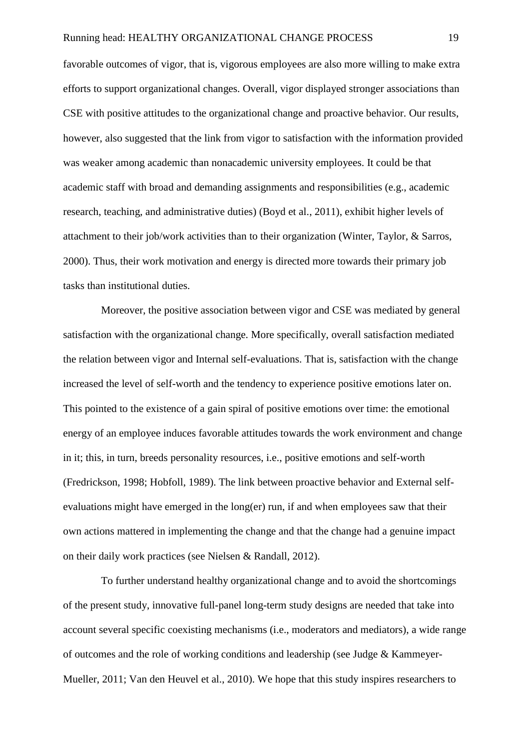favorable outcomes of vigor, that is, vigorous employees are also more willing to make extra efforts to support organizational changes. Overall, vigor displayed stronger associations than CSE with positive attitudes to the organizational change and proactive behavior. Our results, however, also suggested that the link from vigor to satisfaction with the information provided was weaker among academic than nonacademic university employees. It could be that academic staff with broad and demanding assignments and responsibilities (e.g., academic research, teaching, and administrative duties) (Boyd et al., 2011), exhibit higher levels of attachment to their job/work activities than to their organization (Winter, Taylor, & Sarros, 2000). Thus, their work motivation and energy is directed more towards their primary job tasks than institutional duties.

Moreover, the positive association between vigor and CSE was mediated by general satisfaction with the organizational change. More specifically, overall satisfaction mediated the relation between vigor and Internal self-evaluations. That is, satisfaction with the change increased the level of self-worth and the tendency to experience positive emotions later on. This pointed to the existence of a gain spiral of positive emotions over time: the emotional energy of an employee induces favorable attitudes towards the work environment and change in it; this, in turn, breeds personality resources, i.e., positive emotions and self-worth (Fredrickson, 1998; Hobfoll, 1989). The link between proactive behavior and External self-evaluations might have emerged in the long(er) run, if and when employees saw that their own actions mattered in implementing the change and that the change had a genuine impact on their daily work practices (see Nielsen & Randall, 2012).

To further understand healthy organizational change and to avoid the shortcomings of the present study, innovative full-panel long-term study designs are needed that take into account several specific coexisting mechanisms (i.e., moderators and mediators), a wide range of outcomes and the role of working conditions and leadership (see Judge & Kammeyer-Mueller, 2011; Van den Heuvel et al., 2010). We hope that this study inspires researchers to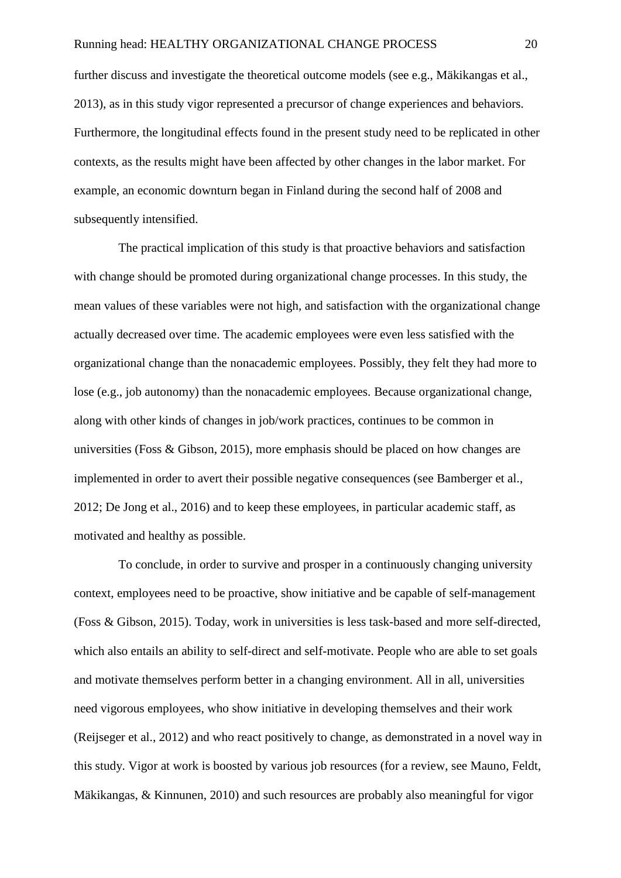further discuss and investigate the theoretical outcome models (see e.g., Mäkikangas et al., 2013), as in this study vigor represented a precursor of change experiences and behaviors. Furthermore, the longitudinal effects found in the present study need to be replicated in other contexts, as the results might have been affected by other changes in the labor market. For example, an economic downturn began in Finland during the second half of 2008 and subsequently intensified.

The practical implication of this study is that proactive behaviors and satisfaction with change should be promoted during organizational change processes. In this study, the mean values of these variables were not high, and satisfaction with the organizational change actually decreased over time. The academic employees were even less satisfied with the organizational change than the nonacademic employees. Possibly, they felt they had more to lose (e.g., job autonomy) than the nonacademic employees. Because organizational change, along with other kinds of changes in job/work practices, continues to be common in universities (Foss & Gibson, 2015), more emphasis should be placed on how changes are implemented in order to avert their possible negative consequences (see Bamberger et al., 2012; De Jong et al., 2016) and to keep these employees, in particular academic staff, as motivated and healthy as possible.

To conclude, in order to survive and prosper in a continuously changing university context, employees need to be proactive, show initiative and be capable of self-management (Foss & Gibson, 2015). Today, work in universities is less task-based and more self-directed, which also entails an ability to self-direct and self-motivate. People who are able to set goals and motivate themselves perform better in a changing environment. All in all, universities need vigorous employees, who show initiative in developing themselves and their work (Reijseger et al., 2012) and who react positively to change, as demonstrated in a novel way in this study. Vigor at work is boosted by various job resources (for a review, see Mauno, Feldt, Mäkikangas, & Kinnunen, 2010) and such resources are probably also meaningful for vigor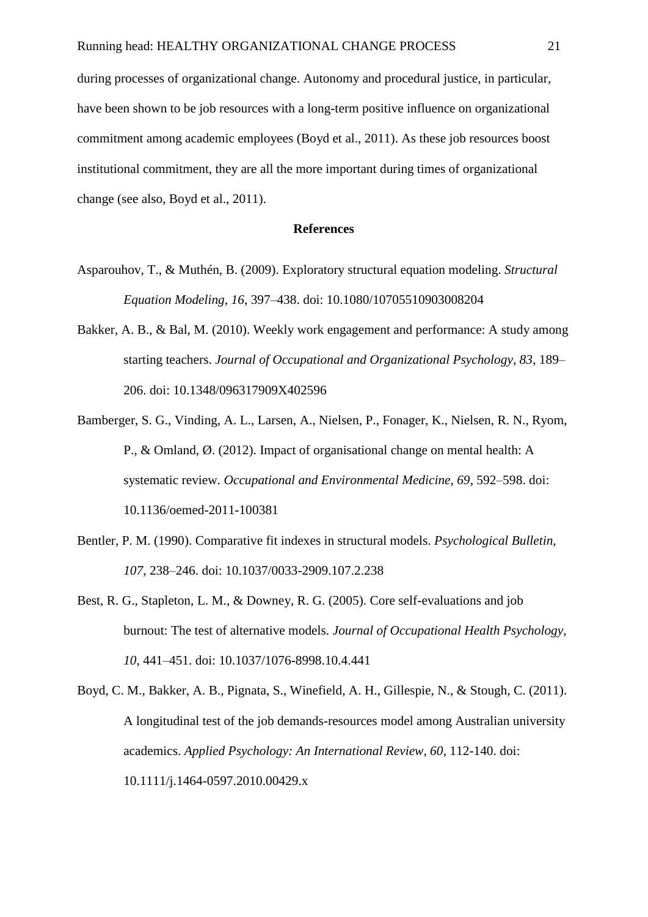during processes of organizational change. Autonomy and procedural justice, in particular, have been shown to be job resources with a long-term positive influence on organizational commitment among academic employees (Boyd et al., 2011). As these job resources boost institutional commitment, they are all the more important during times of organizational change (see also, Boyd et al., 2011).

## References

Asparouhov, T., & Muthén, B. (2009). Exploratory structural equation modeling. *Structural Equation Modeling, 16*, 397–438. doi: 10.1080/10705510903008204

Bakker, A. B., & Bal, M. (2010). Weekly work engagement and performance: A study among starting teachers. *Journal of Occupational and Organizational Psychology, 83*, 189–206. doi: 10.1348/096317909X402596

Bamberger, S. G., Vinding, A. L., Larsen, A., Nielsen, P., Fonager, K., Nielsen, R. N., Ryom, P., & Omland, Ø. (2012). Impact of organisational change on mental health: A systematic review. *Occupational and Environmental Medicine, 69*, 592–598. doi: 10.1136/oemed-2011-100381

Bentler, P. M. (1990). Comparative fit indexes in structural models. *Psychological Bulletin, 107*, 238–246. doi: 10.1037/0033-2909.107.2.238

Best, R. G., Stapleton, L. M., & Downey, R. G. (2005). Core self-evaluations and job burnout: The test of alternative models. *Journal of Occupational Health Psychology, 10*, 441–451. doi: 10.1037/1076-8998.10.4.441

Boyd, C. M., Bakker, A. B., Pignata, S., Winefield, A. H., Gillespie, N., & Stough, C. (2011). A longitudinal test of the job demands-resources model among Australian university academics. *Applied Psychology: An International Review, 60*, 112-140. doi: 10.1111/j.1464-0597.2010.00429.x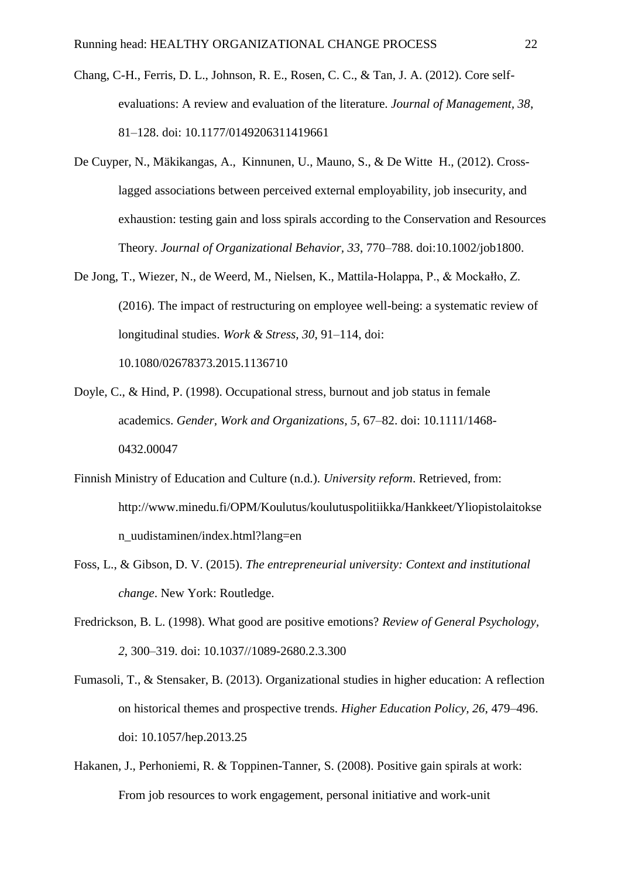Chang, C-H., Ferris, D. L., Johnson, R. E., Rosen, C. C., & Tan, J. A. (2012). Core self-evaluations: A review and evaluation of the literature. *Journal of Management, 38*, 81–128. doi: 10.1177/0149206311419661

De Cuyper, N., Mäkikangas, A., Kinnunen, U., Mauno, S., & De Witte H., (2012). Cross-lagged associations between perceived external employability, job insecurity, and exhaustion: testing gain and loss spirals according to the Conservation and Resources Theory. *Journal of Organizational Behavior, 33*, 770–788. doi:10.1002/job1800.

De Jong, T., Wiezer, N., de Weerd, M., Nielsen, K., Mattila-Holappa, P., & Mockałło, Z. (2016). The impact of restructuring on employee well-being: a systematic review of longitudinal studies. *Work & Stress, 30*, 91–114, doi: 10.1080/02678373.2015.1136710

Doyle, C., & Hind, P. (1998). Occupational stress, burnout and job status in female academics. *Gender, Work and Organizations, 5*, 67–82. doi: 10.1111/1468-0432.00047

Finnish Ministry of Education and Culture (n.d.). *University reform*. Retrieved, from: http://www.minedu.fi/OPM/Koulutus/koulutuspolitiikka/Hankkeet/Yliopistolaitoksen_uudistaminen/index.html?lang=en

Foss, L., & Gibson, D. V. (2015). *The entrepreneurial university: Context and institutional change*. New York: Routledge.

Fredrickson, B. L. (1998). What good are positive emotions? *Review of General Psychology, 2*, 300–319. doi: 10.1037//1089-2680.2.3.300

Fumasoli, T., & Stensaker, B. (2013). Organizational studies in higher education: A reflection on historical themes and prospective trends. *Higher Education Policy, 26*, 479–496. doi: 10.1057/hep.2013.25

Hakanen, J., Perhoniemi, R. & Toppinen-Tanner, S. (2008). Positive gain spirals at work: From job resources to work engagement, personal initiative and work-unit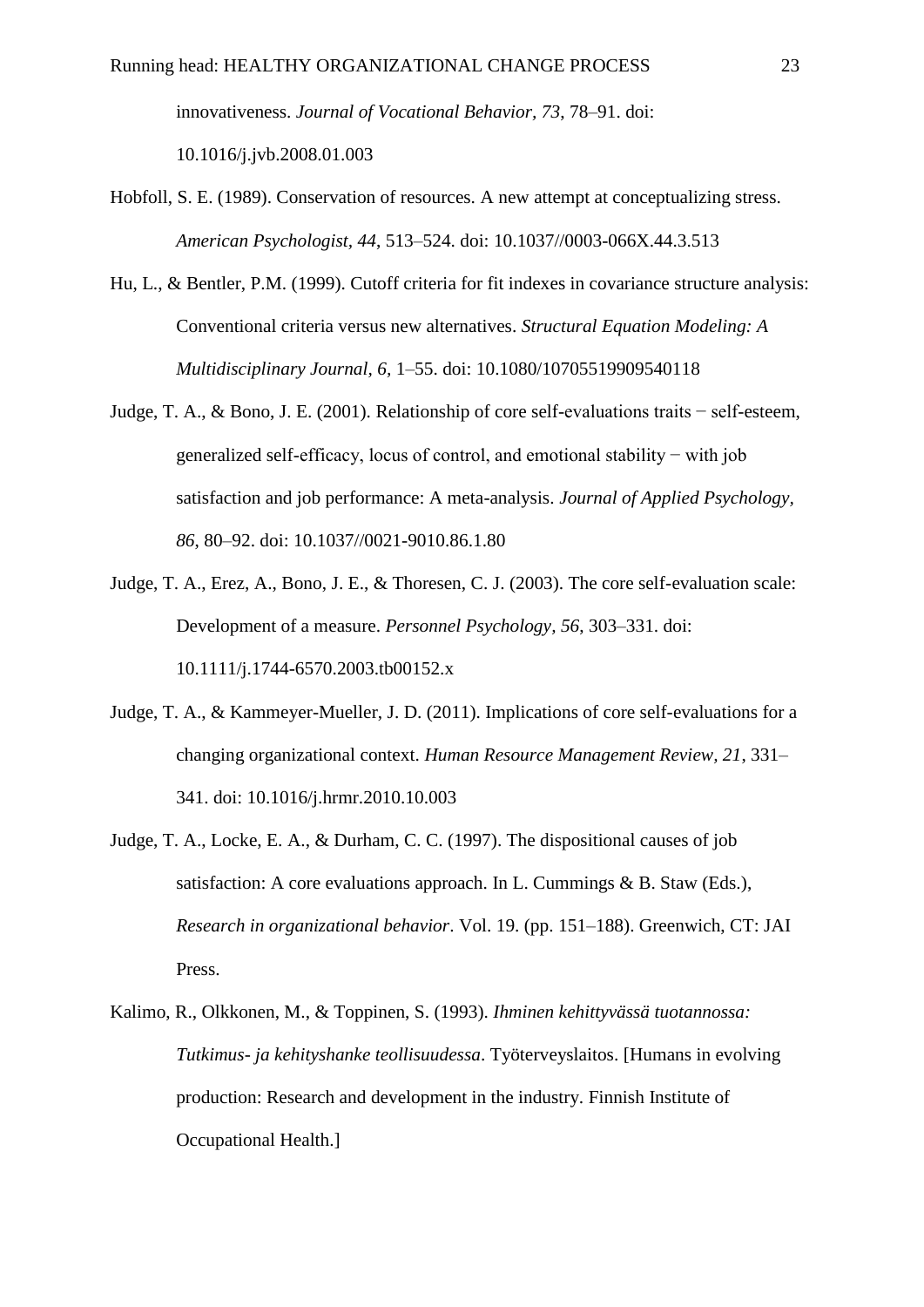innovativeness. *Journal of Vocational Behavior, 73*, 78–91. doi: 10.1016/j.jvb.2008.01.003

Hobfoll, S. E. (1989). Conservation of resources. A new attempt at conceptualizing stress. *American Psychologist, 44*, 513–524. doi: 10.1037//0003-066X.44.3.513

Hu, L., & Bentler, P.M. (1999). Cutoff criteria for fit indexes in covariance structure analysis: Conventional criteria versus new alternatives. *Structural Equation Modeling: A Multidisciplinary Journal, 6*, 1–55. doi: 10.1080/10705519909540118

Judge, T. A., & Bono, J. E. (2001). Relationship of core self-evaluations traits − self-esteem, generalized self-efficacy, locus of control, and emotional stability − with job satisfaction and job performance: A meta-analysis. *Journal of Applied Psychology, 86*, 80–92. doi: 10.1037//0021-9010.86.1.80

Judge, T. A., Erez, A., Bono, J. E., & Thoresen, C. J. (2003). The core self-evaluation scale: Development of a measure. *Personnel Psychology, 56*, 303–331. doi: 10.1111/j.1744-6570.2003.tb00152.x

Judge, T. A., & Kammeyer-Mueller, J. D. (2011). Implications of core self-evaluations for a changing organizational context. *Human Resource Management Review, 21*, 331–341. doi: 10.1016/j.hrmr.2010.10.003

Judge, T. A., Locke, E. A., & Durham, C. C. (1997). The dispositional causes of job satisfaction: A core evaluations approach. In L. Cummings & B. Staw (Eds.), *Research in organizational behavior*. Vol. 19. (pp. 151–188). Greenwich, CT: JAI Press.

Kalimo, R., Olkkonen, M., & Toppinen, S. (1993). *Ihminen kehittyvässä tuotannossa: Tutkimus- ja kehityshanke teollisuudessa*. Työterveyslaitos. [Humans in evolving production: Research and development in the industry. Finnish Institute of Occupational Health.]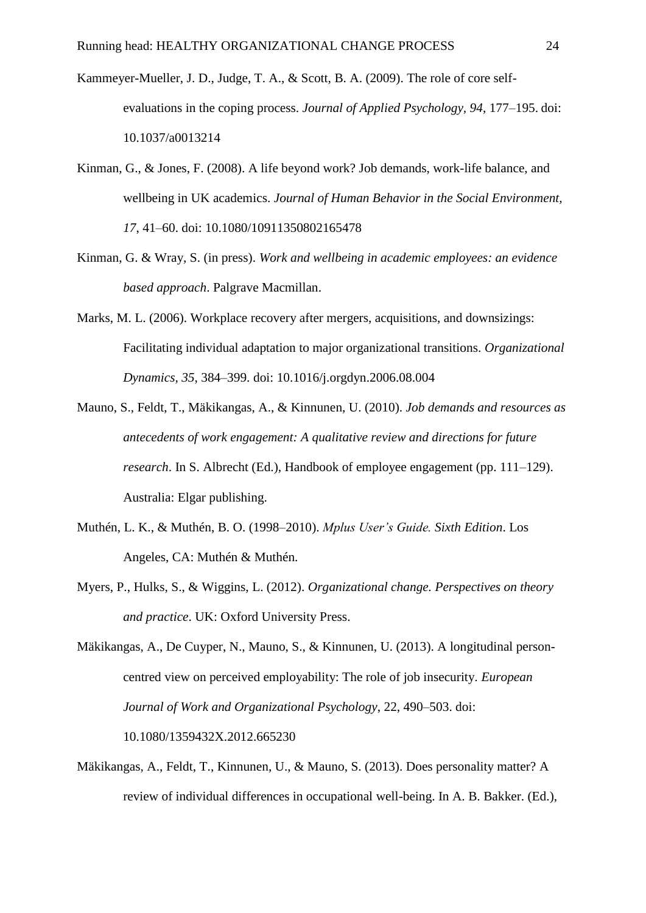Kammeyer-Mueller, J. D., Judge, T. A., & Scott, B. A. (2009). The role of core self-evaluations in the coping process. *Journal of Applied Psychology, 94*, 177–195. doi: 10.1037/a0013214

Kinman, G., & Jones, F. (2008). A life beyond work? Job demands, work-life balance, and wellbeing in UK academics. *Journal of Human Behavior in the Social Environment, 17*, 41–60. doi: 10.1080/10911350802165478

Kinman, G. & Wray, S. (in press). *Work and wellbeing in academic employees: an evidence based approach*. Palgrave Macmillan.

Marks, M. L. (2006). Workplace recovery after mergers, acquisitions, and downsizings: Facilitating individual adaptation to major organizational transitions. *Organizational Dynamics, 35*, 384–399. doi: 10.1016/j.orgdyn.2006.08.004

Mauno, S., Feldt, T., Mäkikangas, A., & Kinnunen, U. (2010). *Job demands and resources as antecedents of work engagement: A qualitative review and directions for future research*. In S. Albrecht (Ed.), Handbook of employee engagement (pp. 111–129). Australia: Elgar publishing.

Muthén, L. K., & Muthén, B. O. (1998–2010). *Mplus User's Guide. Sixth Edition*. Los Angeles, CA: Muthén & Muthén.

Myers, P., Hulks, S., & Wiggins, L. (2012). *Organizational change. Perspectives on theory and practice*. UK: Oxford University Press.

Mäkikangas, A., De Cuyper, N., Mauno, S., & Kinnunen, U. (2013). A longitudinal person-centred view on perceived employability: The role of job insecurity. *European Journal of Work and Organizational Psychology*, 22, 490–503. doi: 10.1080/1359432X.2012.665230

Mäkikangas, A., Feldt, T., Kinnunen, U., & Mauno, S. (2013). Does personality matter? A review of individual differences in occupational well-being. In A. B. Bakker. (Ed.),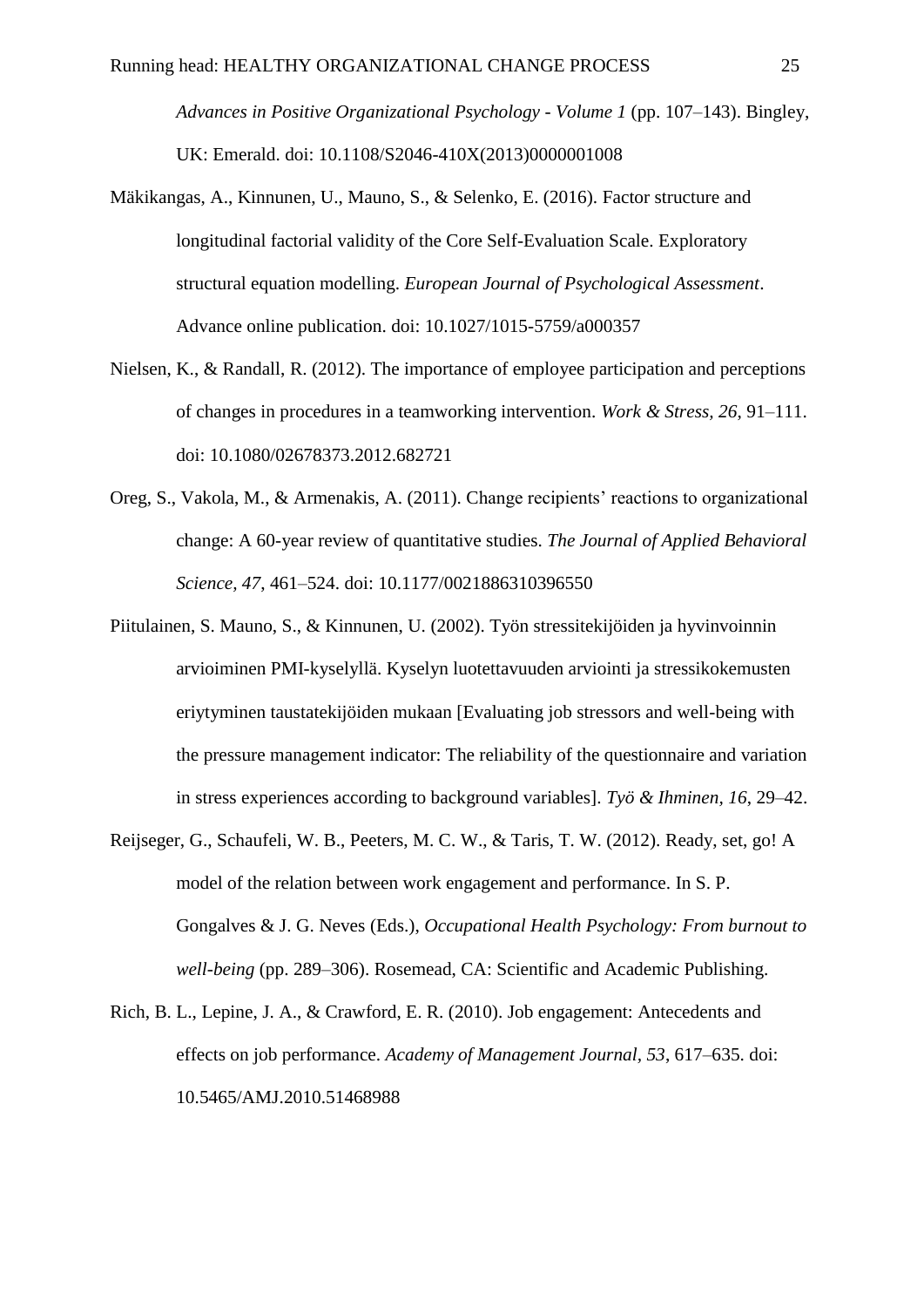*Advances in Positive Organizational Psychology - Volume 1* (pp. 107–143). Bingley, UK: Emerald. doi: 10.1108/S2046-410X(2013)0000001008

Mäkikangas, A., Kinnunen, U., Mauno, S., & Selenko, E. (2016). Factor structure and longitudinal factorial validity of the Core Self-Evaluation Scale. Exploratory structural equation modelling. *European Journal of Psychological Assessment*. Advance online publication. doi: 10.1027/1015-5759/a000357

Nielsen, K., & Randall, R. (2012). The importance of employee participation and perceptions of changes in procedures in a teamworking intervention. *Work & Stress, 26*, 91–111. doi: 10.1080/02678373.2012.682721

Oreg, S., Vakola, M., & Armenakis, A. (2011). Change recipients' reactions to organizational change: A 60-year review of quantitative studies. *The Journal of Applied Behavioral Science, 47*, 461–524. doi: 10.1177/0021886310396550

Piitulainen, S. Mauno, S., & Kinnunen, U. (2002). Työn stressitekijöiden ja hyvinvoinnin arvioiminen PMI-kyselyllä. Kyselyn luotettavuuden arviointi ja stressikokemusten eriytyminen taustatekijöiden mukaan [Evaluating job stressors and well-being with the pressure management indicator: The reliability of the questionnaire and variation in stress experiences according to background variables]. *Työ & Ihminen, 16*, 29–42.

Reijseger, G., Schaufeli, W. B., Peeters, M. C. W., & Taris, T. W. (2012). Ready, set, go! A model of the relation between work engagement and performance. In S. P. Gongalves & J. G. Neves (Eds.), *Occupational Health Psychology: From burnout to well-being* (pp. 289–306). Rosemead, CA: Scientific and Academic Publishing.

Rich, B. L., Lepine, J. A., & Crawford, E. R. (2010). Job engagement: Antecedents and effects on job performance. *Academy of Management Journal, 53*, 617–635. doi: 10.5465/AMJ.2010.51468988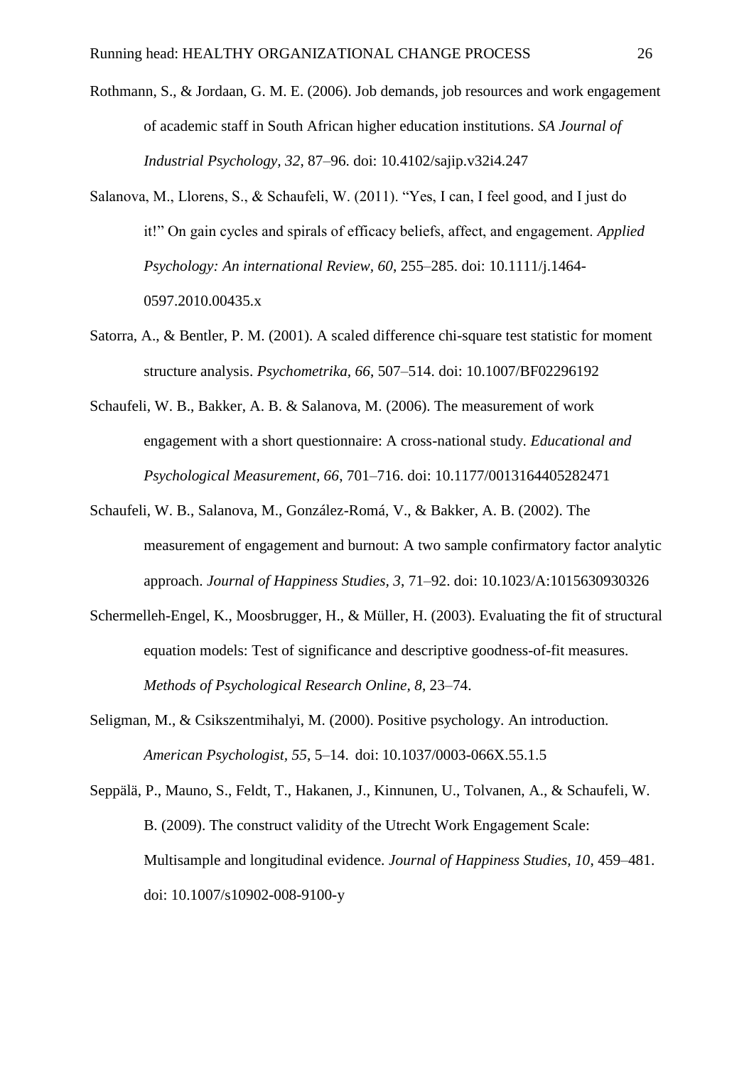Rothmann, S., & Jordaan, G. M. E. (2006). Job demands, job resources and work engagement of academic staff in South African higher education institutions. *SA Journal of Industrial Psychology, 32*, 87–96. doi: 10.4102/sajip.v32i4.247

Salanova, M., Llorens, S., & Schaufeli, W. (2011). "Yes, I can, I feel good, and I just do it!" On gain cycles and spirals of efficacy beliefs, affect, and engagement. *Applied Psychology: An international Review, 60*, 255–285. doi: 10.1111/j.1464-0597.2010.00435.x

Satorra, A., & Bentler, P. M. (2001). A scaled difference chi-square test statistic for moment structure analysis. *Psychometrika, 66*, 507–514. doi: 10.1007/BF02296192

Schaufeli, W. B., Bakker, A. B. & Salanova, M. (2006). The measurement of work engagement with a short questionnaire: A cross-national study. *Educational and Psychological Measurement, 66*, 701–716. doi: 10.1177/0013164405282471

Schaufeli, W. B., Salanova, M., González-Romá, V., & Bakker, A. B. (2002). The measurement of engagement and burnout: A two sample confirmatory factor analytic approach. *Journal of Happiness Studies, 3*, 71–92. doi: 10.1023/A:1015630930326

Schermelleh-Engel, K., Moosbrugger, H., & Müller, H. (2003). Evaluating the fit of structural equation models: Test of significance and descriptive goodness-of-fit measures. *Methods of Psychological Research Online, 8*, 23–74.

Seligman, M., & Csikszentmihalyi, M. (2000). Positive psychology. An introduction. *American Psychologist, 55*, 5–14. doi: 10.1037/0003-066X.55.1.5

Seppälä, P., Mauno, S., Feldt, T., Hakanen, J., Kinnunen, U., Tolvanen, A., & Schaufeli, W. B. (2009). The construct validity of the Utrecht Work Engagement Scale: Multisample and longitudinal evidence. *Journal of Happiness Studies, 10*, 459–481. doi: 10.1007/s10902-008-9100-y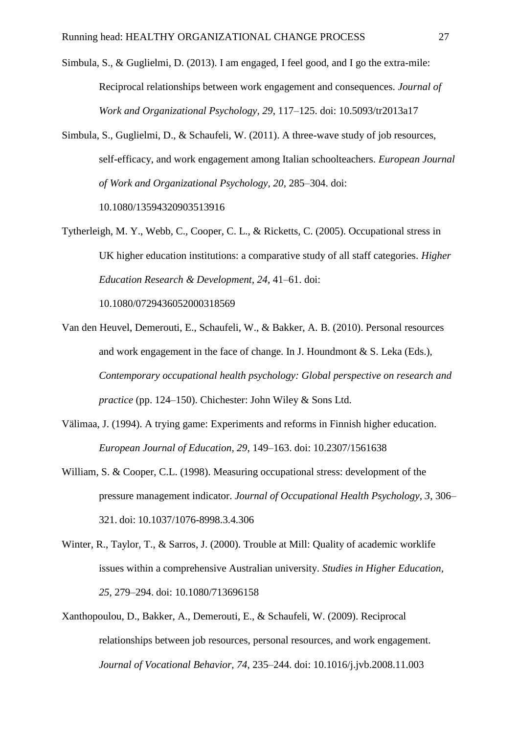Simbula, S., & Guglielmi, D. (2013). I am engaged, I feel good, and I go the extra-mile: Reciprocal relationships between work engagement and consequences. *Journal of Work and Organizational Psychology*, *29*, 117–125. doi: 10.5093/tr2013a17

Simbula, S., Guglielmi, D., & Schaufeli, W. (2011). A three-wave study of job resources, self-efficacy, and work engagement among Italian schoolteachers. *European Journal of Work and Organizational Psychology, 20*, 285–304. doi: 10.1080/13594320903513916

Tytherleigh, M. Y., Webb, C., Cooper, C. L., & Ricketts, C. (2005). Occupational stress in UK higher education institutions: a comparative study of all staff categories. *Higher Education Research & Development, 24*, 41–61. doi: 10.1080/0729436052000318569

Van den Heuvel, Demerouti, E., Schaufeli, W., & Bakker, A. B. (2010). Personal resources and work engagement in the face of change. In J. Houndmont & S. Leka (Eds.), *Contemporary occupational health psychology: Global perspective on research and practice* (pp. 124–150). Chichester: John Wiley & Sons Ltd.

Välimaa, J. (1994). A trying game: Experiments and reforms in Finnish higher education. *European Journal of Education, 29*, 149–163. doi: 10.2307/1561638

William, S. & Cooper, C.L. (1998). Measuring occupational stress: development of the pressure management indicator. *Journal of Occupational Health Psychology, 3*, 306–321. doi: 10.1037/1076-8998.3.4.306

Winter, R., Taylor, T., & Sarros, J. (2000). Trouble at Mill: Quality of academic worklife issues within a comprehensive Australian university. *Studies in Higher Education, 25*, 279–294. doi: 10.1080/713696158

Xanthopoulou, D., Bakker, A., Demerouti, E., & Schaufeli, W. (2009). Reciprocal relationships between job resources, personal resources, and work engagement. *Journal of Vocational Behavior, 74*, 235–244. doi: 10.1016/j.jvb.2008.11.003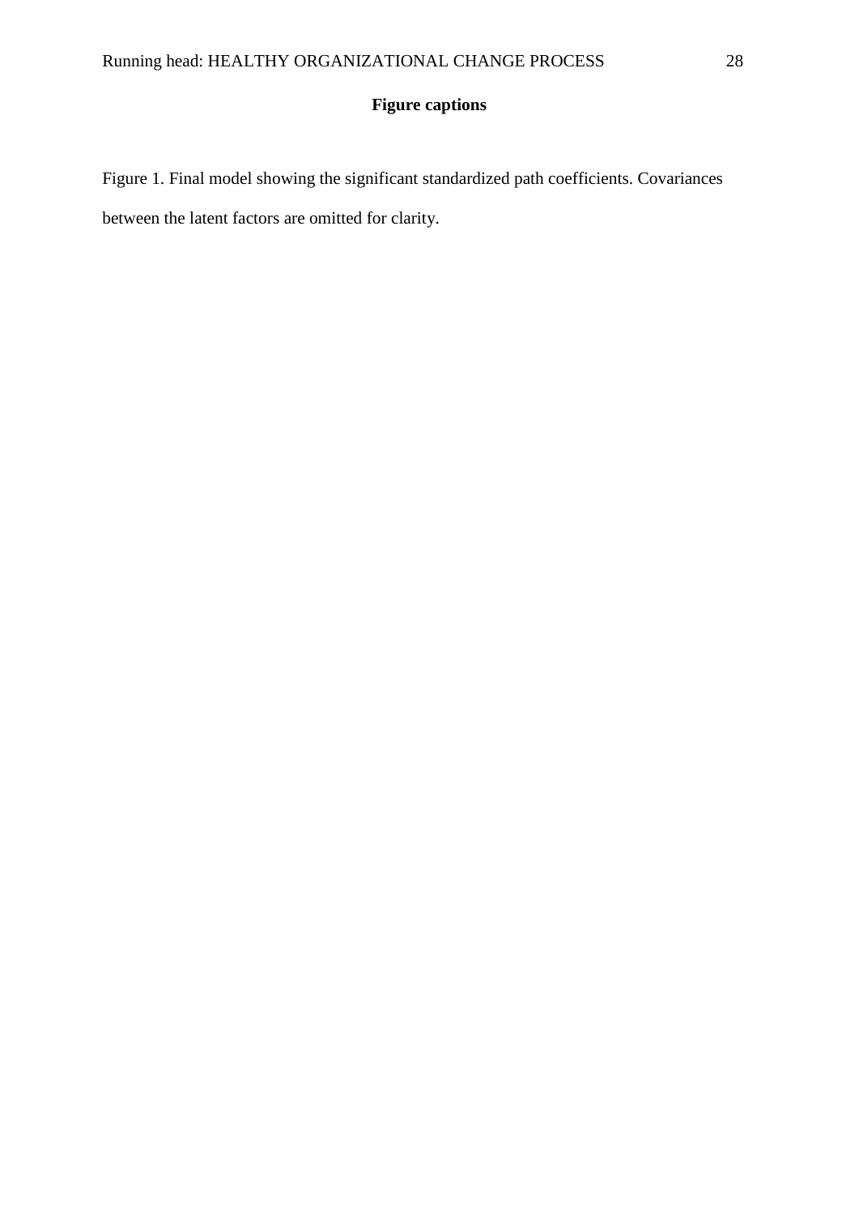**Figure captions**

Figure 1. Final model showing the significant standardized path coefficients. Covariances between the latent factors are omitted for clarity.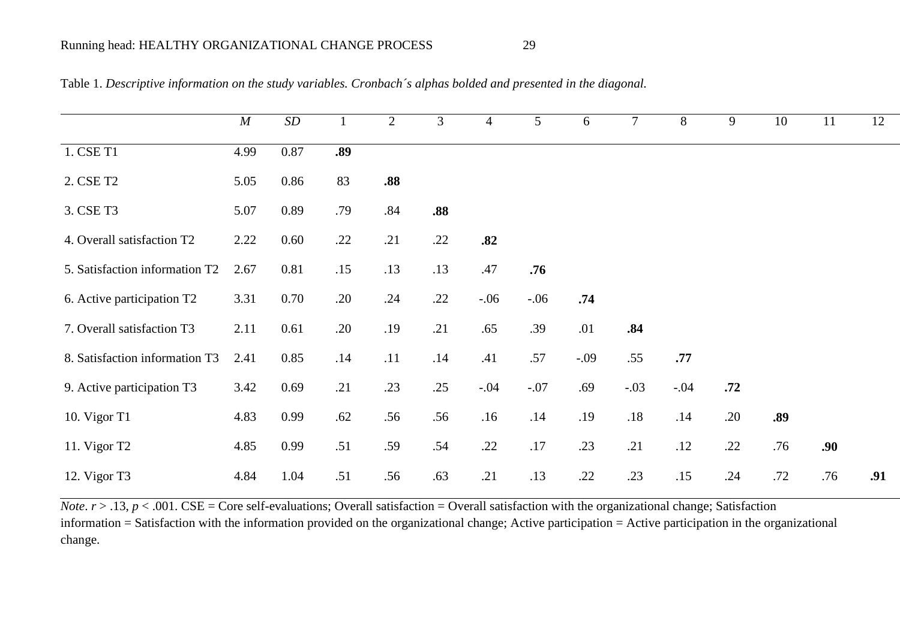Table 1. *Descriptive information on the study variables. Cronbach´s alphas bolded and presented in the diagonal.*

| | *M* | *SD* | 1 | 2 | 3 | 4 | 5 | 6 | 7 | 8 | 9 | 10 | 11 | 12 |
|---|---|---|---|---|---|---|---|---|---|---|---|---|---|---|
| 1. CSE T1 | 4.99 | 0.87 | **.89** | | | | | | | | | | | |
| 2. CSE T2 | 5.05 | 0.86 | 83 | **.88** | | | | | | | | | | |
| 3. CSE T3 | 5.07 | 0.89 | .79 | .84 | **.88** | | | | | | | | | |
| 4. Overall satisfaction T2 | 2.22 | 0.60 | .22 | .21 | .22 | **.82** | | | | | | | | |
| 5. Satisfaction information T2 | 2.67 | 0.81 | .15 | .13 | .13 | .47 | **.76** | | | | | | | |
| 6. Active participation T2 | 3.31 | 0.70 | .20 | .24 | .22 | -.06 | -.06 | **.74** | | | | | | |
| 7. Overall satisfaction T3 | 2.11 | 0.61 | .20 | .19 | .21 | .65 | .39 | .01 | **.84** | | | | | |
| 8. Satisfaction information T3 | 2.41 | 0.85 | .14 | .11 | .14 | .41 | .57 | -.09 | .55 | **.77** | | | | |
| 9. Active participation T3 | 3.42 | 0.69 | .21 | .23 | .25 | -.04 | -.07 | .69 | -.03 | -.04 | **.72** | | | |
| 10. Vigor T1 | 4.83 | 0.99 | .62 | .56 | .56 | .16 | .14 | .19 | .18 | .14 | .20 | **.89** | | |
| 11. Vigor T2 | 4.85 | 0.99 | .51 | .59 | .54 | .22 | .17 | .23 | .21 | .12 | .22 | .76 | **.90** | |
| 12. Vigor T3 | 4.84 | 1.04 | .51 | .56 | .63 | .21 | .13 | .22 | .23 | .15 | .24 | .72 | .76 | **.91** |

*Note*. $r > .13$, $p < .001$. CSE = Core self-evaluations; Overall satisfaction = Overall satisfaction with the organizational change; Satisfaction information = Satisfaction with the information provided on the organizational change; Active participation = Active participation in the organizational change.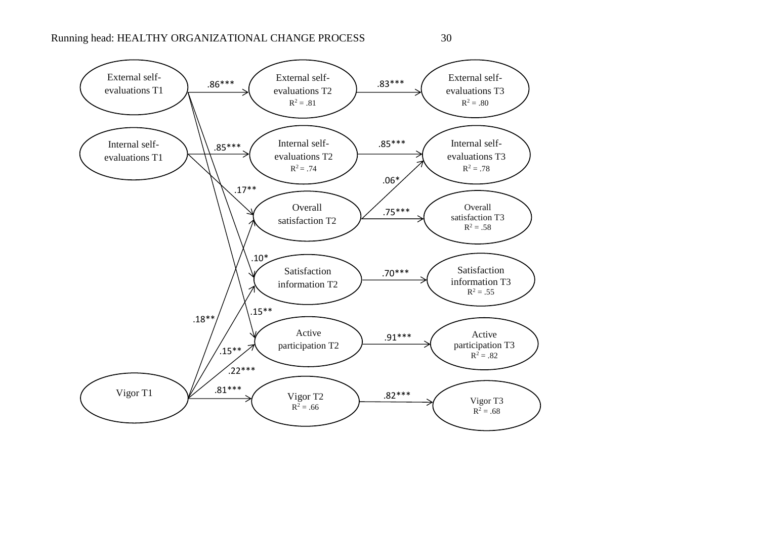External self-evaluations T1

External self-evaluations T2
$R^2$ = .81

External self-evaluations T3
$R^2$ = .80

Internal self-evaluations T1

Internal self-evaluations T2
$R^2$ = .74

Internal self-evaluations T3
$R^2$ = .78

Overall satisfaction T2

Overall satisfaction T3
$R^2$ = .58

Satisfaction information T2

Satisfaction information T3
$R^2$ = .55

Active participation T2

Active participation T3
$R^2$ = .82

Vigor T1

Vigor T2
$R^2$ = .66

Vigor T3
$R^2$ = .68

.86***

.83***

.85***

.85***

.06*

.17**

.75***

.10*

.70***

.15**

.18**

.91***

.15**

.22***

.81***

.82***